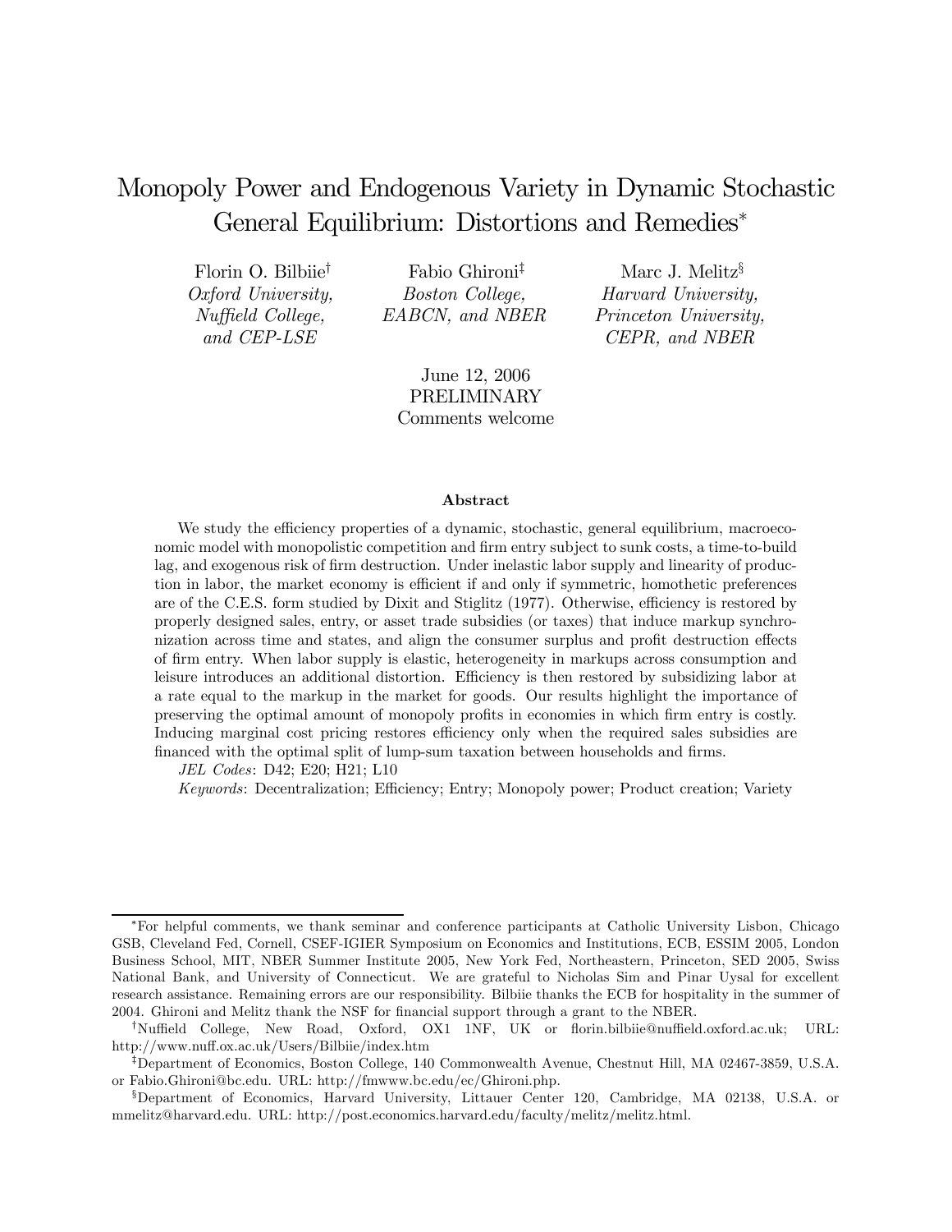# Monopoly Power and Endogenous Variety in Dynamic Stochastic General Equilibrium: Distortions and Remedies[*]

Florin O. Bilbiie[†]
*Oxford University, Nuffield College, and CEP-LSE*

Fabio Ghironi[‡]
*Boston College, EABCN, and NBER*

Marc J. Melitz[§]
*Harvard University, Princeton University, CEPR, and NBER*

June 12, 2006
PRELIMINARY
Comments welcome

### Abstract

We study the efficiency properties of a dynamic, stochastic, general equilibrium, macroeconomic model with monopolistic competition and firm entry subject to sunk costs, a time-to-build lag, and exogenous risk of firm destruction. Under inelastic labor supply and linearity of production in labor, the market economy is efficient if and only if symmetric, homothetic preferences are of the C.E.S. form studied by Dixit and Stiglitz (1977). Otherwise, efficiency is restored by properly designed sales, entry, or asset trade subsidies (or taxes) that induce markup synchronization across time and states, and align the consumer surplus and profit destruction effects of firm entry. When labor supply is elastic, heterogeneity in markups across consumption and leisure introduces an additional distortion. Efficiency is then restored by subsidizing labor at a rate equal to the markup in the market for goods. Our results highlight the importance of preserving the optimal amount of monopoly profits in economies in which firm entry is costly. Inducing marginal cost pricing restores efficiency only when the required sales subsidies are financed with the optimal split of lump-sum taxation between households and firms.

*JEL Codes*: D42; E20; H21; L10

*Keywords*: Decentralization; Efficiency; Entry; Monopoly power; Product creation; Variety

---

[*] For helpful comments, we thank seminar and conference participants at Catholic University Lisbon, Chicago GSB, Cleveland Fed, Cornell, CSEF-IGIER Symposium on Economics and Institutions, ECB, ESSIM 2005, London Business School, MIT, NBER Summer Institute 2005, New York Fed, Northeastern, Princeton, SED 2005, Swiss National Bank, and University of Connecticut. We are grateful to Nicholas Sim and Pinar Uysal for excellent research assistance. Remaining errors are our responsibility. Bilbiie thanks the ECB for hospitality in the summer of 2004. Ghironi and Melitz thank the NSF for financial support through a grant to the NBER.

[†] Nuffield College, New Road, Oxford, OX1 1NF, UK or florin.bilbiie@nuffield.oxford.ac.uk; URL: http://www.nuff.ox.ac.uk/Users/Bilbiie/index.htm

[‡] Department of Economics, Boston College, 140 Commonwealth Avenue, Chestnut Hill, MA 02467-3859, U.S.A. or Fabio.Ghironi@bc.edu. URL: http://fmwww.bc.edu/ec/Ghironi.php.

[§] Department of Economics, Harvard University, Littauer Center 120, Cambridge, MA 02138, U.S.A. or mmelitz@harvard.edu. URL: http://post.economics.harvard.edu/faculty/melitz/melitz.html.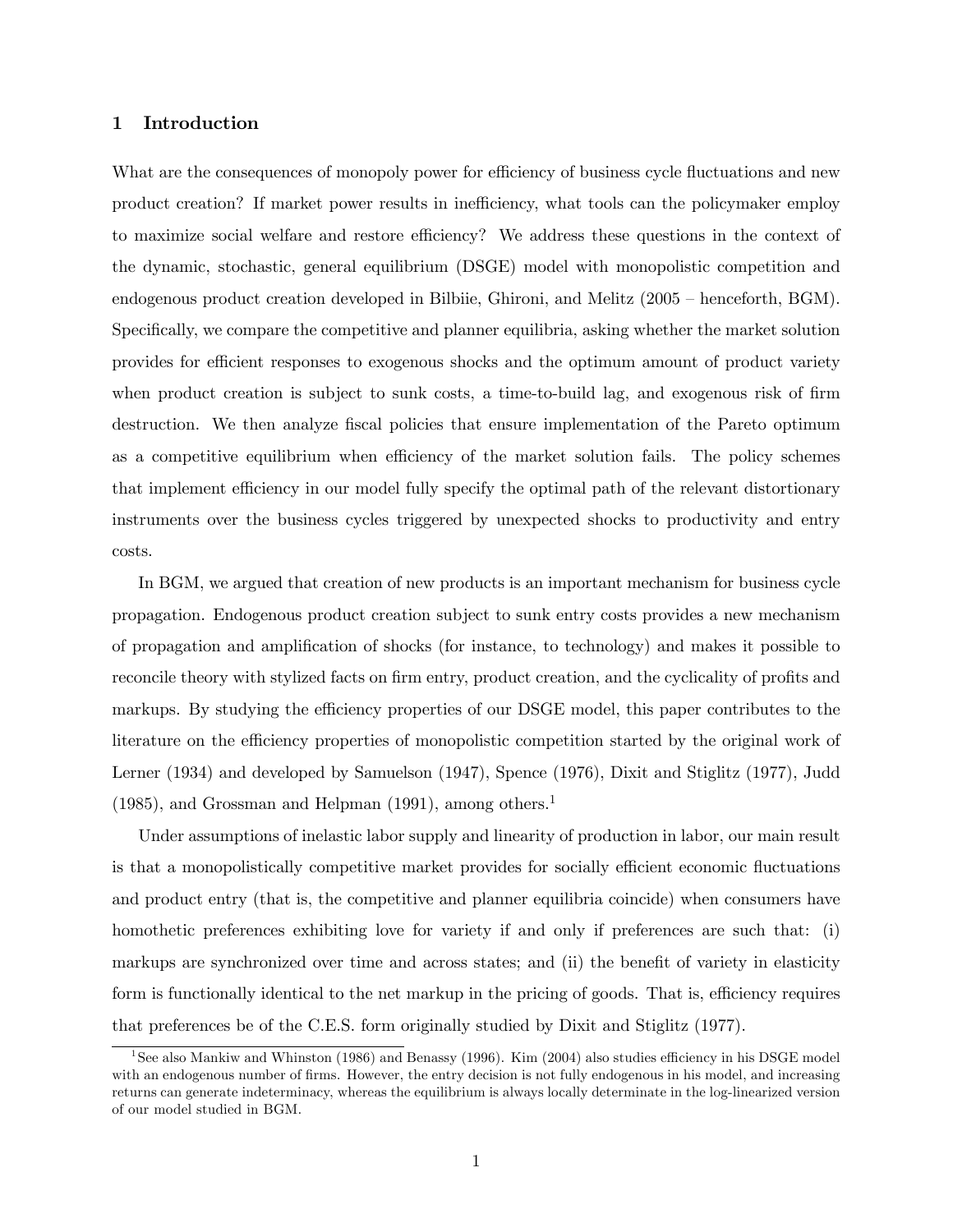## 1 Introduction

What are the consequences of monopoly power for efficiency of business cycle fluctuations and new product creation? If market power results in inefficiency, what tools can the policymaker employ to maximize social welfare and restore efficiency? We address these questions in the context of the dynamic, stochastic, general equilibrium (DSGE) model with monopolistic competition and endogenous product creation developed in Bilbiie, Ghironi, and Melitz (2005 – henceforth, BGM). Specifically, we compare the competitive and planner equilibria, asking whether the market solution provides for efficient responses to exogenous shocks and the optimum amount of product variety when product creation is subject to sunk costs, a time-to-build lag, and exogenous risk of firm destruction. We then analyze fiscal policies that ensure implementation of the Pareto optimum as a competitive equilibrium when efficiency of the market solution fails. The policy schemes that implement efficiency in our model fully specify the optimal path of the relevant distortionary instruments over the business cycles triggered by unexpected shocks to productivity and entry costs.

In BGM, we argued that creation of new products is an important mechanism for business cycle propagation. Endogenous product creation subject to sunk entry costs provides a new mechanism of propagation and amplification of shocks (for instance, to technology) and makes it possible to reconcile theory with stylized facts on firm entry, product creation, and the cyclicality of profits and markups. By studying the efficiency properties of our DSGE model, this paper contributes to the literature on the efficiency properties of monopolistic competition started by the original work of Lerner (1934) and developed by Samuelson (1947), Spence (1976), Dixit and Stiglitz (1977), Judd (1985), and Grossman and Helpman (1991), among others.[1]

Under assumptions of inelastic labor supply and linearity of production in labor, our main result is that a monopolistically competitive market provides for socially efficient economic fluctuations and product entry (that is, the competitive and planner equilibria coincide) when consumers have homothetic preferences exhibiting love for variety if and only if preferences are such that: (i) markups are synchronized over time and across states; and (ii) the benefit of variety in elasticity form is functionally identical to the net markup in the pricing of goods. That is, efficiency requires that preferences be of the C.E.S. form originally studied by Dixit and Stiglitz (1977).

[1] See also Mankiw and Whinston (1986) and Benassy (1996). Kim (2004) also studies efficiency in his DSGE model with an endogenous number of firms. However, the entry decision is not fully endogenous in his model, and increasing returns can generate indeterminacy, whereas the equilibrium is always locally determinate in the log-linearized version of our model studied in BGM.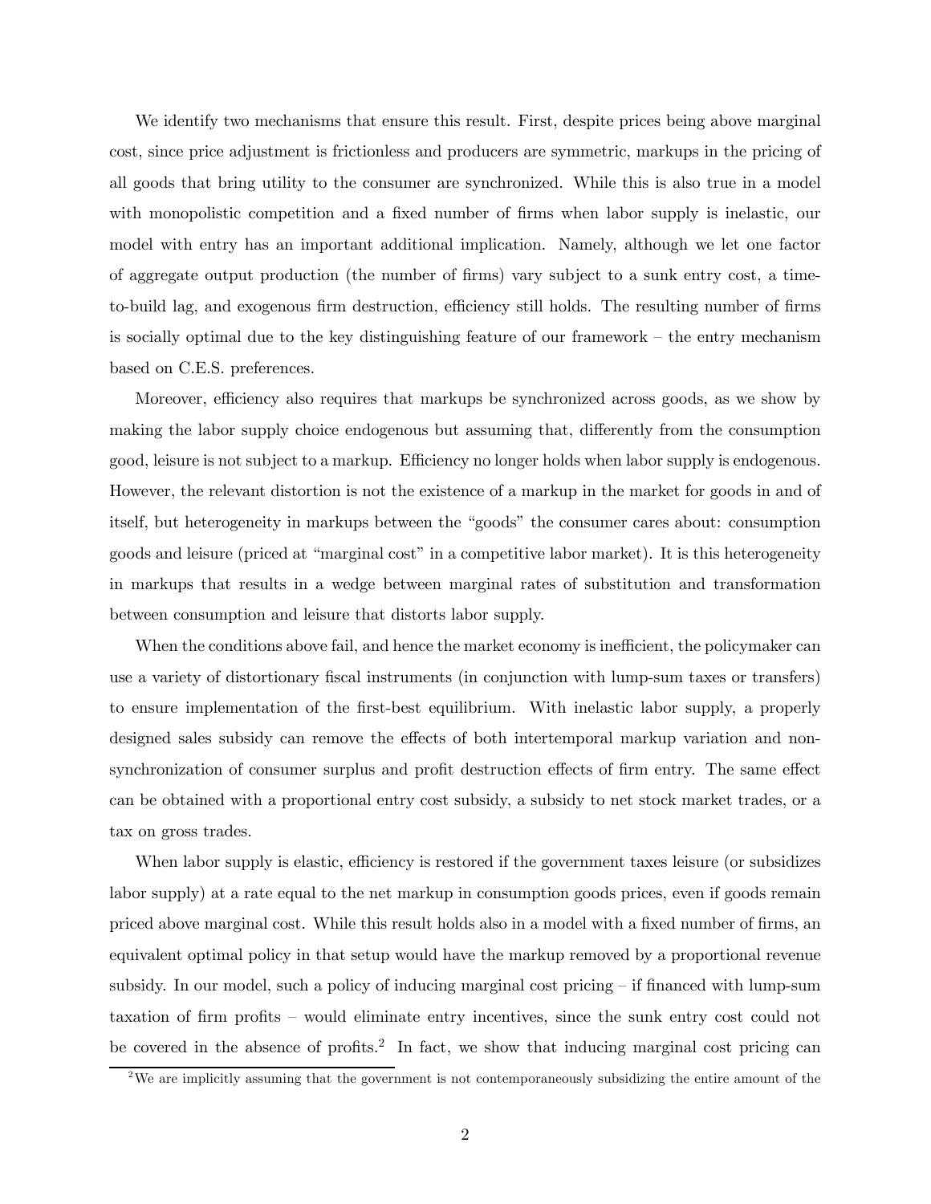We identify two mechanisms that ensure this result. First, despite prices being above marginal cost, since price adjustment is frictionless and producers are symmetric, markups in the pricing of all goods that bring utility to the consumer are synchronized. While this is also true in a model with monopolistic competition and a fixed number of firms when labor supply is inelastic, our model with entry has an important additional implication. Namely, although we let one factor of aggregate output production (the number of firms) vary subject to a sunk entry cost, a time-to-build lag, and exogenous firm destruction, efficiency still holds. The resulting number of firms is socially optimal due to the key distinguishing feature of our framework – the entry mechanism based on C.E.S. preferences.

Moreover, efficiency also requires that markups be synchronized across goods, as we show by making the labor supply choice endogenous but assuming that, differently from the consumption good, leisure is not subject to a markup. Efficiency no longer holds when labor supply is endogenous. However, the relevant distortion is not the existence of a markup in the market for goods in and of itself, but heterogeneity in markups between the "goods" the consumer cares about: consumption goods and leisure (priced at "marginal cost" in a competitive labor market). It is this heterogeneity in markups that results in a wedge between marginal rates of substitution and transformation between consumption and leisure that distorts labor supply.

When the conditions above fail, and hence the market economy is inefficient, the policymaker can use a variety of distortionary fiscal instruments (in conjunction with lump-sum taxes or transfers) to ensure implementation of the first-best equilibrium. With inelastic labor supply, a properly designed sales subsidy can remove the effects of both intertemporal markup variation and non-synchronization of consumer surplus and profit destruction effects of firm entry. The same effect can be obtained with a proportional entry cost subsidy, a subsidy to net stock market trades, or a tax on gross trades.

When labor supply is elastic, efficiency is restored if the government taxes leisure (or subsidizes labor supply) at a rate equal to the net markup in consumption goods prices, even if goods remain priced above marginal cost. While this result holds also in a model with a fixed number of firms, an equivalent optimal policy in that setup would have the markup removed by a proportional revenue subsidy. In our model, such a policy of inducing marginal cost pricing – if financed with lump-sum taxation of firm profits – would eliminate entry incentives, since the sunk entry cost could not be covered in the absence of profits.[2] In fact, we show that inducing marginal cost pricing can

[2] We are implicitly assuming that the government is not contemporaneously subsidizing the entire amount of the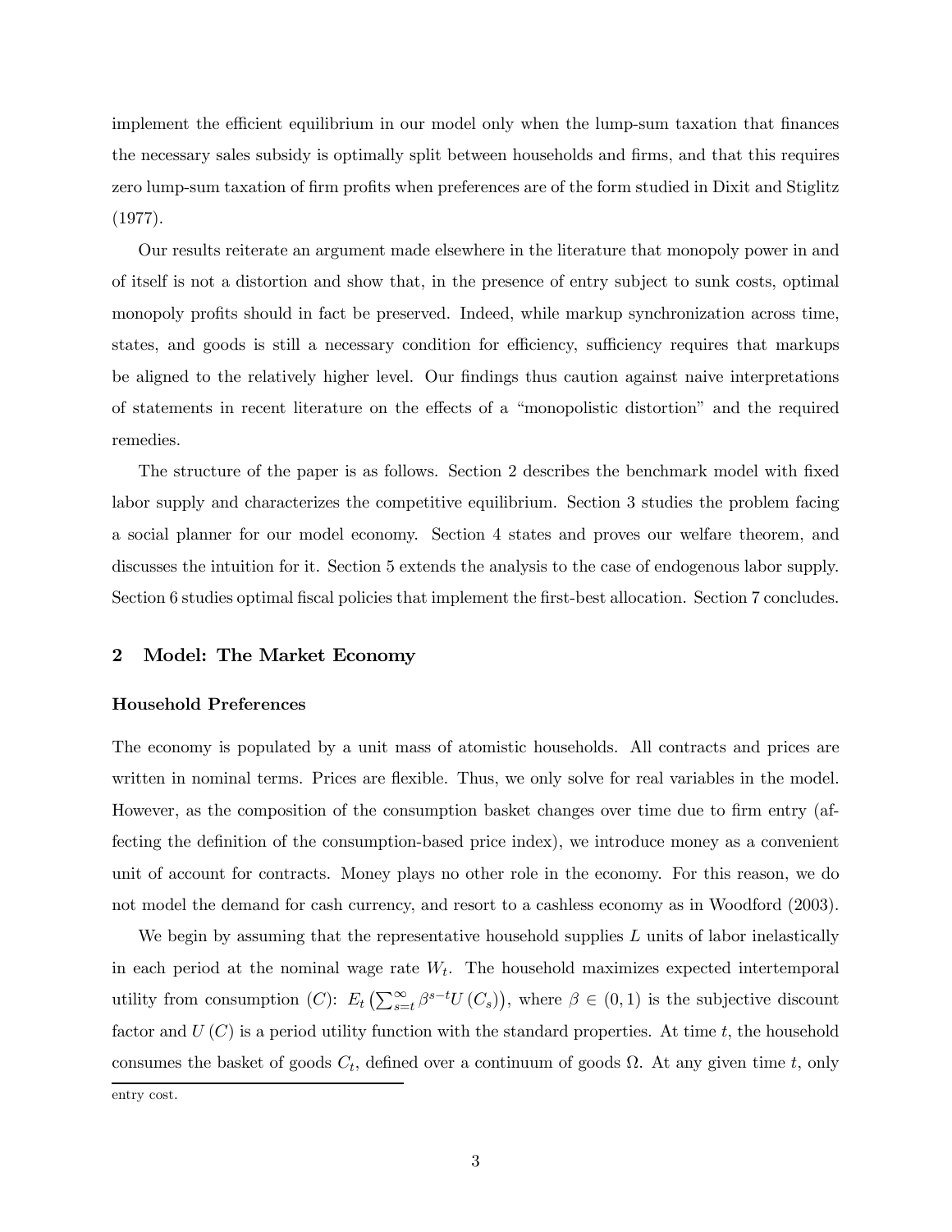implement the efficient equilibrium in our model only when the lump-sum taxation that finances the necessary sales subsidy is optimally split between households and firms, and that this requires zero lump-sum taxation of firm profits when preferences are of the form studied in Dixit and Stiglitz (1977).

Our results reiterate an argument made elsewhere in the literature that monopoly power in and of itself is not a distortion and show that, in the presence of entry subject to sunk costs, optimal monopoly profits should in fact be preserved. Indeed, while markup synchronization across time, states, and goods is still a necessary condition for efficiency, sufficiency requires that markups be aligned to the relatively higher level. Our findings thus caution against naive interpretations of statements in recent literature on the effects of a "monopolistic distortion" and the required remedies.

The structure of the paper is as follows. Section 2 describes the benchmark model with fixed labor supply and characterizes the competitive equilibrium. Section 3 studies the problem facing a social planner for our model economy. Section 4 states and proves our welfare theorem, and discusses the intuition for it. Section 5 extends the analysis to the case of endogenous labor supply. Section 6 studies optimal fiscal policies that implement the first-best allocation. Section 7 concludes.

## 2 Model: The Market Economy

### Household Preferences

The economy is populated by a unit mass of atomistic households. All contracts and prices are written in nominal terms. Prices are flexible. Thus, we only solve for real variables in the model. However, as the composition of the consumption basket changes over time due to firm entry (affecting the definition of the consumption-based price index), we introduce money as a convenient unit of account for contracts. Money plays no other role in the economy. For this reason, we do not model the demand for cash currency, and resort to a cashless economy as in Woodford (2003).

We begin by assuming that the representative household supplies $L$ units of labor inelastically in each period at the nominal wage rate $W_t$. The household maximizes expected intertemporal utility from consumption ($C$): $E_t\left(\sum_{s=t}^{\infty}\beta^{s-t}U\left(C_s\right)\right)$, where $\beta \in (0,1)$ is the subjective discount factor and $U\left(C\right)$ is a period utility function with the standard properties. At time $t$, the household consumes the basket of goods $C_t$, defined over a continuum of goods $\Omega$. At any given time $t$, only

entry cost.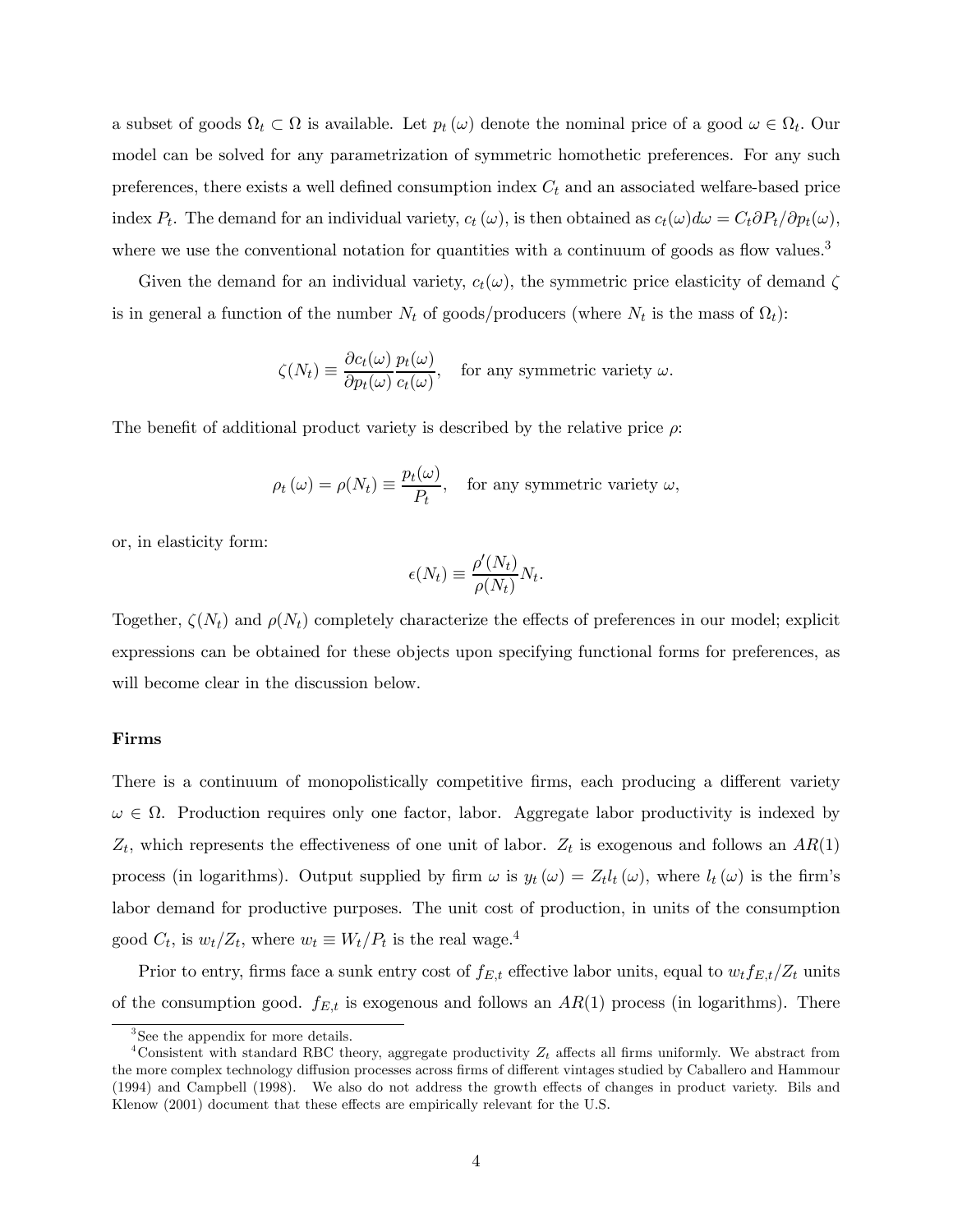a subset of goods $\Omega_t \subset \Omega$ is available. Let $p_t(\omega)$ denote the nominal price of a good $\omega \in \Omega_t$. Our model can be solved for any parametrization of symmetric homothetic preferences. For any such preferences, there exists a well defined consumption index $C_t$ and an associated welfare-based price index $P_t$. The demand for an individual variety, $c_t(\omega)$, is then obtained as $c_t(\omega)d\omega = C_t \partial P_t / \partial p_t(\omega)$, where we use the conventional notation for quantities with a continuum of goods as flow values.[3]

Given the demand for an individual variety, $c_t(\omega)$, the symmetric price elasticity of demand $\zeta$ is in general a function of the number $N_t$ of goods/producers (where $N_t$ is the mass of $\Omega_t$):

$$\zeta(N_t) \equiv \frac{\partial c_t(\omega)}{\partial p_t(\omega)} \frac{p_t(\omega)}{c_t(\omega)}, \quad \text{for any symmetric variety } \omega.$$

The benefit of additional product variety is described by the relative price $\rho$:

$$\rho_t(\omega) = \rho(N_t) \equiv \frac{p_t(\omega)}{P_t}, \quad \text{for any symmetric variety } \omega,$$

or, in elasticity form:

$$\epsilon(N_t) \equiv \frac{\rho'(N_t)}{\rho(N_t)} N_t.$$

Together, $\zeta(N_t)$ and $\rho(N_t)$ completely characterize the effects of preferences in our model; explicit expressions can be obtained for these objects upon specifying functional forms for preferences, as will become clear in the discussion below.

**Firms**

There is a continuum of monopolistically competitive firms, each producing a different variety $\omega \in \Omega$. Production requires only one factor, labor. Aggregate labor productivity is indexed by $Z_t$, which represents the effectiveness of one unit of labor. $Z_t$ is exogenous and follows an $AR(1)$ process (in logarithms). Output supplied by firm $\omega$ is $y_t(\omega) = Z_t l_t(\omega)$, where $l_t(\omega)$ is the firm's labor demand for productive purposes. The unit cost of production, in units of the consumption good $C_t$, is $w_t/Z_t$, where $w_t \equiv W_t/P_t$ is the real wage.[4]

Prior to entry, firms face a sunk entry cost of $f_{E,t}$ effective labor units, equal to $w_t f_{E,t}/Z_t$ units of the consumption good. $f_{E,t}$ is exogenous and follows an $AR(1)$ process (in logarithms). There

---

[3] See the appendix for more details.

[4] Consistent with standard RBC theory, aggregate productivity $Z_t$ affects all firms uniformly. We abstract from the more complex technology diffusion processes across firms of different vintages studied by Caballero and Hammour (1994) and Campbell (1998). We also do not address the growth effects of changes in product variety. Bils and Klenow (2001) document that these effects are empirically relevant for the U.S.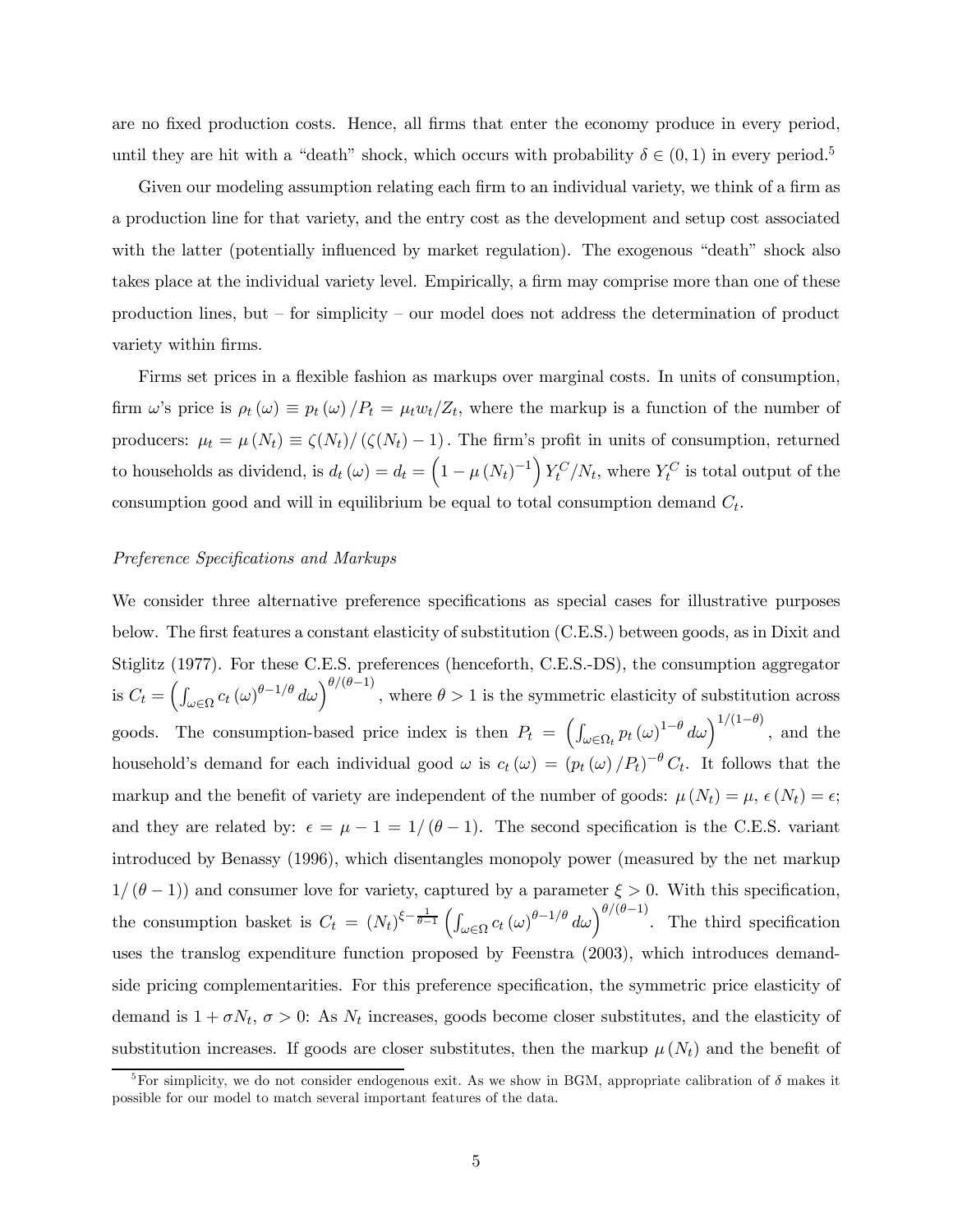are no fixed production costs. Hence, all firms that enter the economy produce in every period, until they are hit with a "death" shock, which occurs with probability $\delta \in (0,1)$ in every period.[5]

Given our modeling assumption relating each firm to an individual variety, we think of a firm as a production line for that variety, and the entry cost as the development and setup cost associated with the latter (potentially influenced by market regulation). The exogenous "death" shock also takes place at the individual variety level. Empirically, a firm may comprise more than one of these production lines, but – for simplicity – our model does not address the determination of product variety within firms.

Firms set prices in a flexible fashion as markups over marginal costs. In units of consumption, firm $\omega$'s price is $\rho_t(\omega) \equiv p_t(\omega)/P_t = \mu_t w_t / Z_t$, where the markup is a function of the number of producers: $\mu_t = \mu(N_t) \equiv \zeta(N_t)/(\zeta(N_t) - 1)$. The firm's profit in units of consumption, returned to households as dividend, is $d_t(\omega) = d_t = \left(1 - \mu(N_t)^{-1}\right) Y_t^C / N_t$, where $Y_t^C$ is total output of the consumption good and will in equilibrium be equal to total consumption demand $C_t$.

*Preference Specifications and Markups*

We consider three alternative preference specifications as special cases for illustrative purposes below. The first features a constant elasticity of substitution (C.E.S.) between goods, as in Dixit and Stiglitz (1977). For these C.E.S. preferences (henceforth, C.E.S.-DS), the consumption aggregator is $C_t = \left(\int_{\omega \in \Omega} c_t(\omega)^{\theta - 1/\theta} d\omega\right)^{\theta/(\theta-1)}$, where $\theta > 1$ is the symmetric elasticity of substitution across goods. The consumption-based price index is then $P_t = \left(\int_{\omega \in \Omega_t} p_t(\omega)^{1-\theta} d\omega\right)^{1/(1-\theta)}$, and the household's demand for each individual good $\omega$ is $c_t(\omega) = (p_t(\omega)/P_t)^{-\theta} C_t$. It follows that the markup and the benefit of variety are independent of the number of goods: $\mu(N_t) = \mu$, $\epsilon(N_t) = \epsilon$; and they are related by: $\epsilon = \mu - 1 = 1/(\theta - 1)$. The second specification is the C.E.S. variant introduced by Benassy (1996), which disentangles monopoly power (measured by the net markup $1/(\theta-1)$) and consumer love for variety, captured by a parameter $\xi > 0$. With this specification, the consumption basket is $C_t = (N_t)^{\xi - \frac{1}{\theta-1}} \left(\int_{\omega \in \Omega} c_t(\omega)^{\theta-1/\theta} d\omega\right)^{\theta/(\theta-1)}$. The third specification uses the translog expenditure function proposed by Feenstra (2003), which introduces demand-side pricing complementarities. For this preference specification, the symmetric price elasticity of demand is $1 + \sigma N_t$, $\sigma > 0$: As $N_t$ increases, goods become closer substitutes, and the elasticity of substitution increases. If goods are closer substitutes, then the markup $\mu(N_t)$ and the benefit of

[5] For simplicity, we do not consider endogenous exit. As we show in BGM, appropriate calibration of $\delta$ makes it possible for our model to match several important features of the data.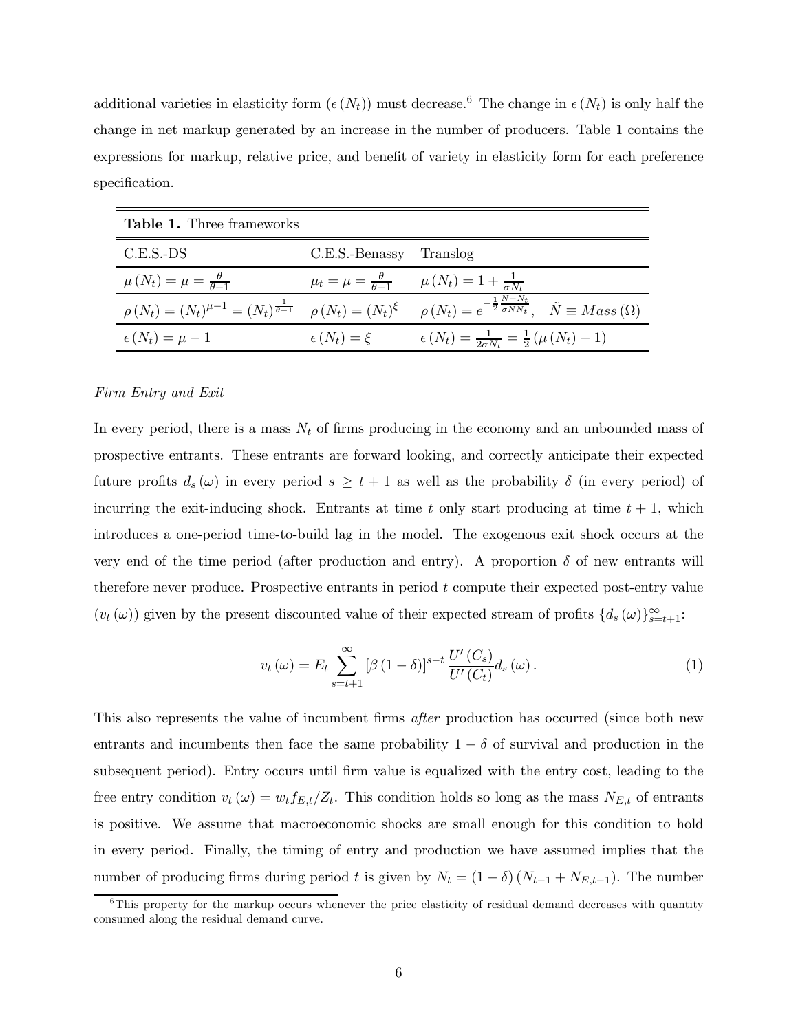additional varieties in elasticity form ($\epsilon(N_t)$) must decrease.[6] The change in $\epsilon(N_t)$ is only half the change in net markup generated by an increase in the number of producers. Table 1 contains the expressions for markup, relative price, and benefit of variety in elasticity form for each preference specification.

**Table 1.** Three frameworks

| C.E.S.-DS | C.E.S.-Benassy | Translog |
|---|---|---|
| $\mu(N_t) = \mu = \frac{\theta}{\theta-1}$ | $\mu_t = \mu = \frac{\theta}{\theta-1}$ | $\mu(N_t) = 1 + \frac{1}{\sigma N_t}$ |
| $\rho(N_t) = (N_t)^{\mu-1} = (N_t)^{\frac{1}{\theta-1}}$ | $\rho(N_t) = (N_t)^{\xi}$ | $\rho(N_t) = e^{-\frac{1}{2}\frac{\tilde{N}-N_t}{\sigma \tilde{N} N_t}}, \quad \tilde{N} \equiv Mass(\Omega)$ |
| $\epsilon(N_t) = \mu - 1$ | $\epsilon(N_t) = \xi$ | $\epsilon(N_t) = \frac{1}{2\sigma N_t} = \frac{1}{2}(\mu(N_t) - 1)$ |

*Firm Entry and Exit*

In every period, there is a mass $N_t$ of firms producing in the economy and an unbounded mass of prospective entrants. These entrants are forward looking, and correctly anticipate their expected future profits $d_s(\omega)$ in every period $s \geq t+1$ as well as the probability $\delta$ (in every period) of incurring the exit-inducing shock. Entrants at time $t$ only start producing at time $t+1$, which introduces a one-period time-to-build lag in the model. The exogenous exit shock occurs at the very end of the time period (after production and entry). A proportion $\delta$ of new entrants will therefore never produce. Prospective entrants in period $t$ compute their expected post-entry value ($v_t(\omega)$) given by the present discounted value of their expected stream of profits $\{d_s(\omega)\}_{s=t+1}^{\infty}$:

$$v_t(\omega) = E_t \sum_{s=t+1}^{\infty} [\beta(1-\delta)]^{s-t} \frac{U'(C_s)}{U'(C_t)} d_s(\omega). \tag{1}$$

This also represents the value of incumbent firms *after* production has occurred (since both new entrants and incumbents then face the same probability $1-\delta$ of survival and production in the subsequent period). Entry occurs until firm value is equalized with the entry cost, leading to the free entry condition $v_t(\omega) = w_t f_{E,t}/Z_t$. This condition holds so long as the mass $N_{E,t}$ of entrants is positive. We assume that macroeconomic shocks are small enough for this condition to hold in every period. Finally, the timing of entry and production we have assumed implies that the number of producing firms during period $t$ is given by $N_t = (1-\delta)(N_{t-1} + N_{E,t-1})$. The number

[6] This property for the markup occurs whenever the price elasticity of residual demand decreases with quantity consumed along the residual demand curve.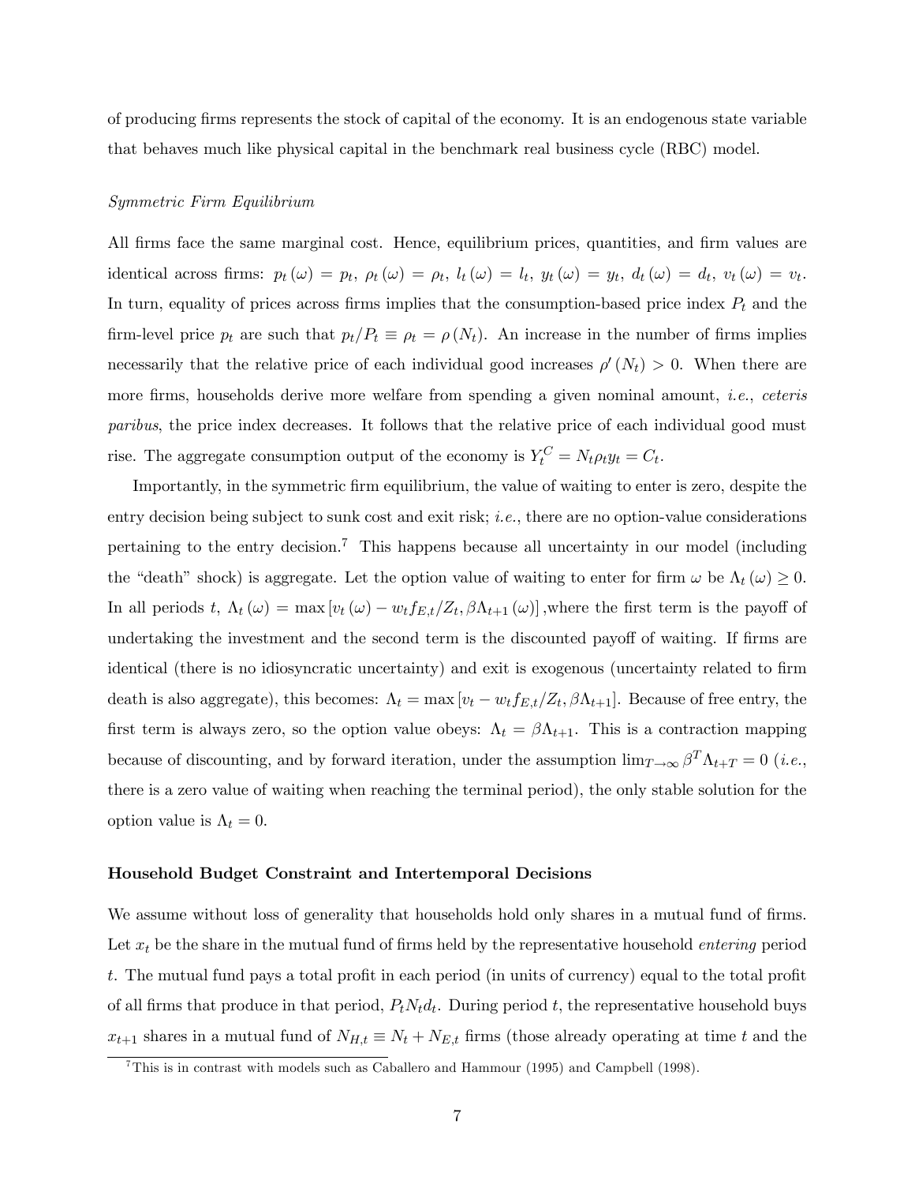of producing firms represents the stock of capital of the economy. It is an endogenous state variable that behaves much like physical capital in the benchmark real business cycle (RBC) model.

*Symmetric Firm Equilibrium*

All firms face the same marginal cost. Hence, equilibrium prices, quantities, and firm values are identical across firms: $p_t(\omega) = p_t$, $\rho_t(\omega) = \rho_t$, $l_t(\omega) = l_t$, $y_t(\omega) = y_t$, $d_t(\omega) = d_t$, $v_t(\omega) = v_t$. In turn, equality of prices across firms implies that the consumption-based price index $P_t$ and the firm-level price $p_t$ are such that $p_t/P_t \equiv \rho_t = \rho(N_t)$. An increase in the number of firms implies necessarily that the relative price of each individual good increases $\rho'(N_t) > 0$. When there are more firms, households derive more welfare from spending a given nominal amount, *i.e.*, *ceteris paribus*, the price index decreases. It follows that the relative price of each individual good must rise. The aggregate consumption output of the economy is $Y_t^C = N_t \rho_t y_t = C_t$.

Importantly, in the symmetric firm equilibrium, the value of waiting to enter is zero, despite the entry decision being subject to sunk cost and exit risk; *i.e.*, there are no option-value considerations pertaining to the entry decision.[7] This happens because all uncertainty in our model (including the "death" shock) is aggregate. Let the option value of waiting to enter for firm $\omega$ be $\Lambda_t(\omega) \geq 0$. In all periods $t$, $\Lambda_t(\omega) = \max[v_t(\omega) - w_t f_{E,t}/Z_t, \beta\Lambda_{t+1}(\omega)]$ ,where the first term is the payoff of undertaking the investment and the second term is the discounted payoff of waiting. If firms are identical (there is no idiosyncratic uncertainty) and exit is exogenous (uncertainty related to firm death is also aggregate), this becomes: $\Lambda_t = \max[v_t - w_t f_{E,t}/Z_t, \beta\Lambda_{t+1}]$. Because of free entry, the first term is always zero, so the option value obeys: $\Lambda_t = \beta\Lambda_{t+1}$. This is a contraction mapping because of discounting, and by forward iteration, under the assumption $\lim_{T\to\infty} \beta^T \Lambda_{t+T} = 0$ (*i.e.*, there is a zero value of waiting when reaching the terminal period), the only stable solution for the option value is $\Lambda_t = 0$.

## Household Budget Constraint and Intertemporal Decisions

We assume without loss of generality that households hold only shares in a mutual fund of firms. Let $x_t$ be the share in the mutual fund of firms held by the representative household *entering* period $t$. The mutual fund pays a total profit in each period (in units of currency) equal to the total profit of all firms that produce in that period, $P_t N_t d_t$. During period $t$, the representative household buys $x_{t+1}$ shares in a mutual fund of $N_{H,t} \equiv N_t + N_{E,t}$ firms (those already operating at time $t$ and the

[7] This is in contrast with models such as Caballero and Hammour (1995) and Campbell (1998).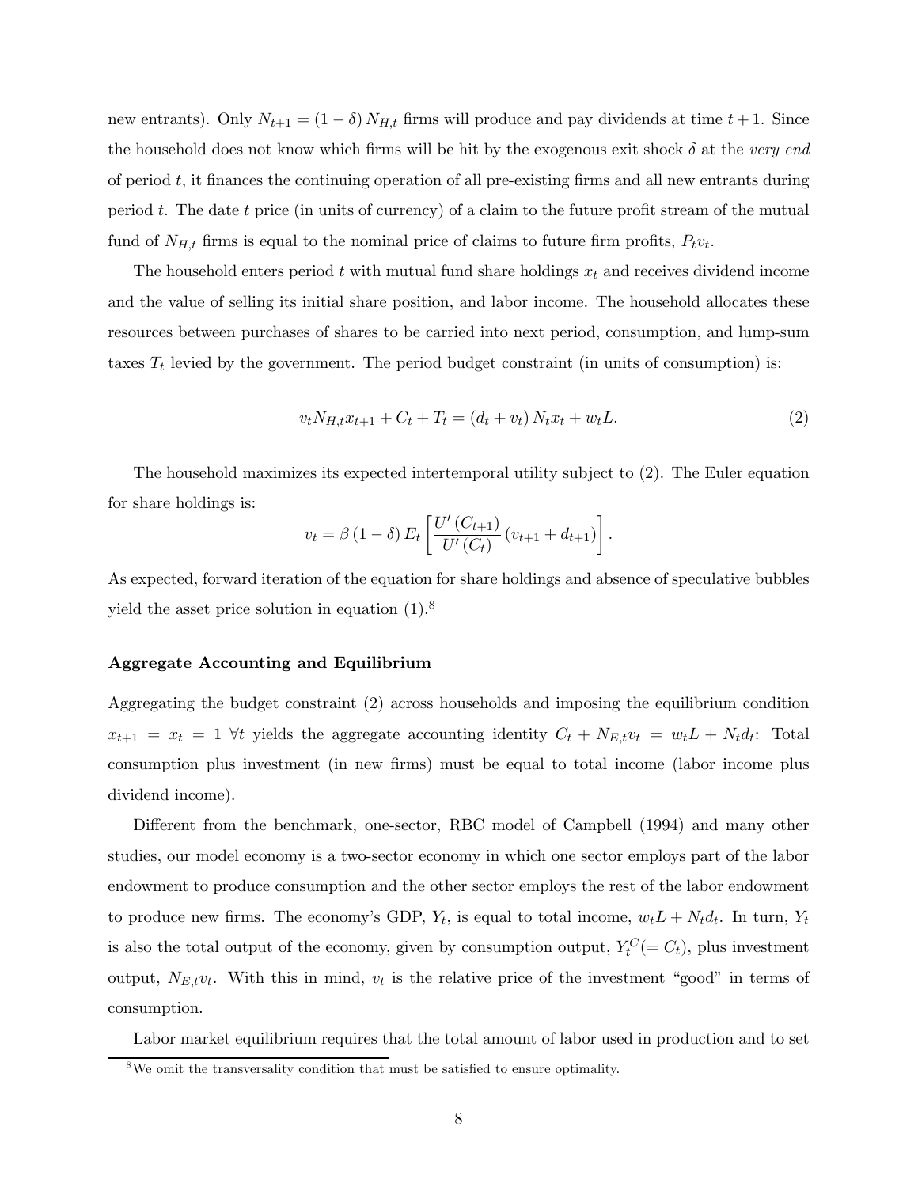new entrants). Only $N_{t+1} = (1-\delta) N_{H,t}$ firms will produce and pay dividends at time $t+1$. Since the household does not know which firms will be hit by the exogenous exit shock $\delta$ at the *very end* of period $t$, it finances the continuing operation of all pre-existing firms and all new entrants during period $t$. The date $t$ price (in units of currency) of a claim to the future profit stream of the mutual fund of $N_{H,t}$ firms is equal to the nominal price of claims to future firm profits, $P_t v_t$.

The household enters period $t$ with mutual fund share holdings $x_t$ and receives dividend income and the value of selling its initial share position, and labor income. The household allocates these resources between purchases of shares to be carried into next period, consumption, and lump-sum taxes $T_t$ levied by the government. The period budget constraint (in units of consumption) is:

$$v_t N_{H,t} x_{t+1} + C_t + T_t = (d_t + v_t) N_t x_t + w_t L. \tag{2}$$

The household maximizes its expected intertemporal utility subject to (2). The Euler equation for share holdings is:

$$v_t = \beta (1-\delta) E_t \left[ \frac{U'(C_{t+1})}{U'(C_t)} (v_{t+1} + d_{t+1}) \right].$$

As expected, forward iteration of the equation for share holdings and absence of speculative bubbles yield the asset price solution in equation (1).[8]

**Aggregate Accounting and Equilibrium**

Aggregating the budget constraint (2) across households and imposing the equilibrium condition $x_{t+1} = x_t = 1 \ \forall t$ yields the aggregate accounting identity $C_t + N_{E,t} v_t = w_t L + N_t d_t$: Total consumption plus investment (in new firms) must be equal to total income (labor income plus dividend income).

Different from the benchmark, one-sector, RBC model of Campbell (1994) and many other studies, our model economy is a two-sector economy in which one sector employs part of the labor endowment to produce consumption and the other sector employs the rest of the labor endowment to produce new firms. The economy's GDP, $Y_t$, is equal to total income, $w_t L + N_t d_t$. In turn, $Y_t$ is also the total output of the economy, given by consumption output, $Y_t^C (= C_t)$, plus investment output, $N_{E,t} v_t$. With this in mind, $v_t$ is the relative price of the investment "good" in terms of consumption.

Labor market equilibrium requires that the total amount of labor used in production and to set

[8] We omit the transversality condition that must be satisfied to ensure optimality.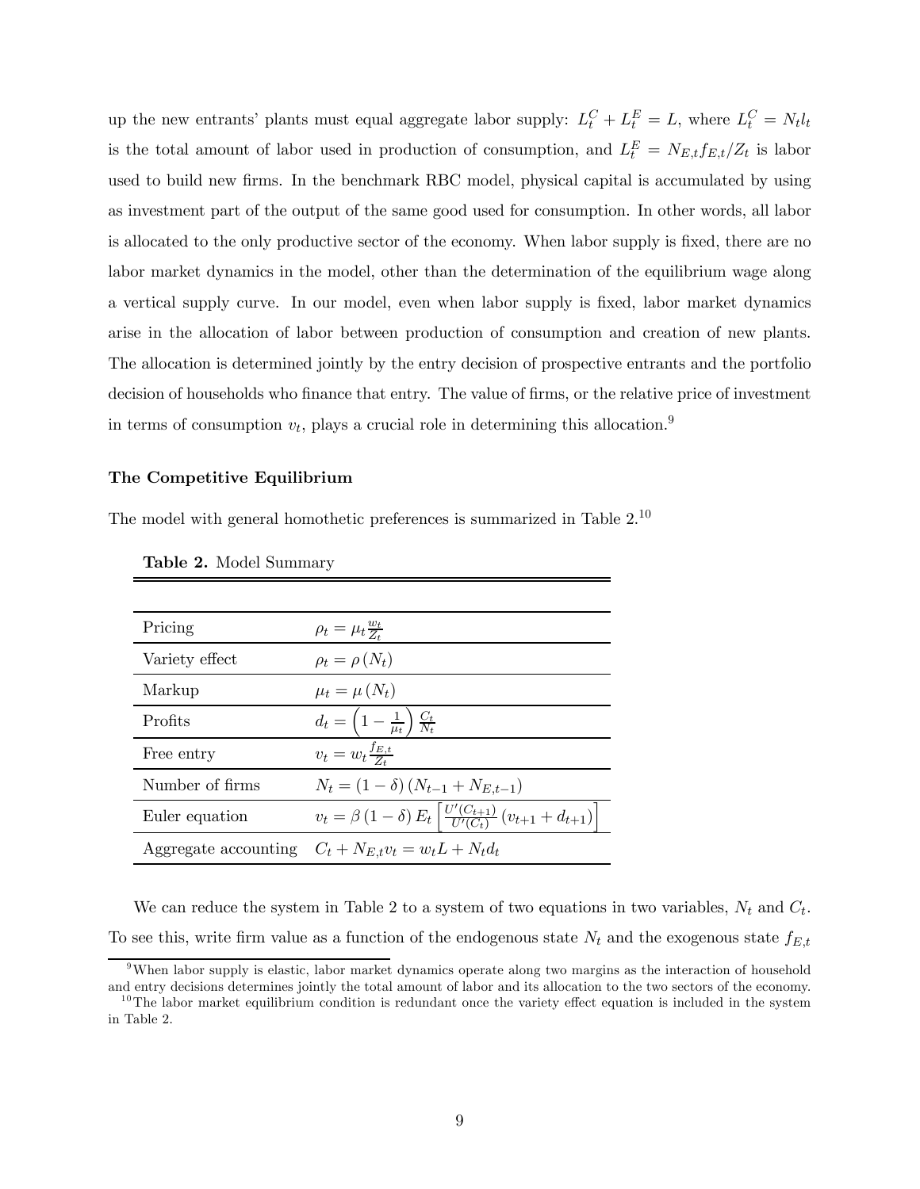up the new entrants' plants must equal aggregate labor supply: $L_t^C + L_t^E = L$, where $L_t^C = N_t l_t$ is the total amount of labor used in production of consumption, and $L_t^E = N_{E,t} f_{E,t}/Z_t$ is labor used to build new firms. In the benchmark RBC model, physical capital is accumulated by using as investment part of the output of the same good used for consumption. In other words, all labor is allocated to the only productive sector of the economy. When labor supply is fixed, there are no labor market dynamics in the model, other than the determination of the equilibrium wage along a vertical supply curve. In our model, even when labor supply is fixed, labor market dynamics arise in the allocation of labor between production of consumption and creation of new plants. The allocation is determined jointly by the entry decision of prospective entrants and the portfolio decision of households who finance that entry. The value of firms, or the relative price of investment in terms of consumption $v_t$, plays a crucial role in determining this allocation.[9]

### The Competitive Equilibrium

The model with general homothetic preferences is summarized in Table 2.[10]

**Table 2.** Model Summary

| | |
|---|---|
| Pricing | $\rho_t = \mu_t \frac{w_t}{Z_t}$ |
| Variety effect | $\rho_t = \rho(N_t)$ |
| Markup | $\mu_t = \mu(N_t)$ |
| Profits | $d_t = \left(1 - \frac{1}{\mu_t}\right) \frac{C_t}{N_t}$ |
| Free entry | $v_t = w_t \frac{f_{E,t}}{Z_t}$ |
| Number of firms | $N_t = (1-\delta)(N_{t-1} + N_{E,t-1})$ |
| Euler equation | $v_t = \beta(1-\delta) E_t \left[\frac{U'(C_{t+1})}{U'(C_t)}(v_{t+1} + d_{t+1})\right]$ |
| Aggregate accounting | $C_t + N_{E,t} v_t = w_t L + N_t d_t$ |

We can reduce the system in Table 2 to a system of two equations in two variables, $N_t$ and $C_t$. To see this, write firm value as a function of the endogenous state $N_t$ and the exogenous state $f_{E,t}$

[9] When labor supply is elastic, labor market dynamics operate along two margins as the interaction of household and entry decisions determines jointly the total amount of labor and its allocation to the two sectors of the economy.

[10] The labor market equilibrium condition is redundant once the variety effect equation is included in the system in Table 2.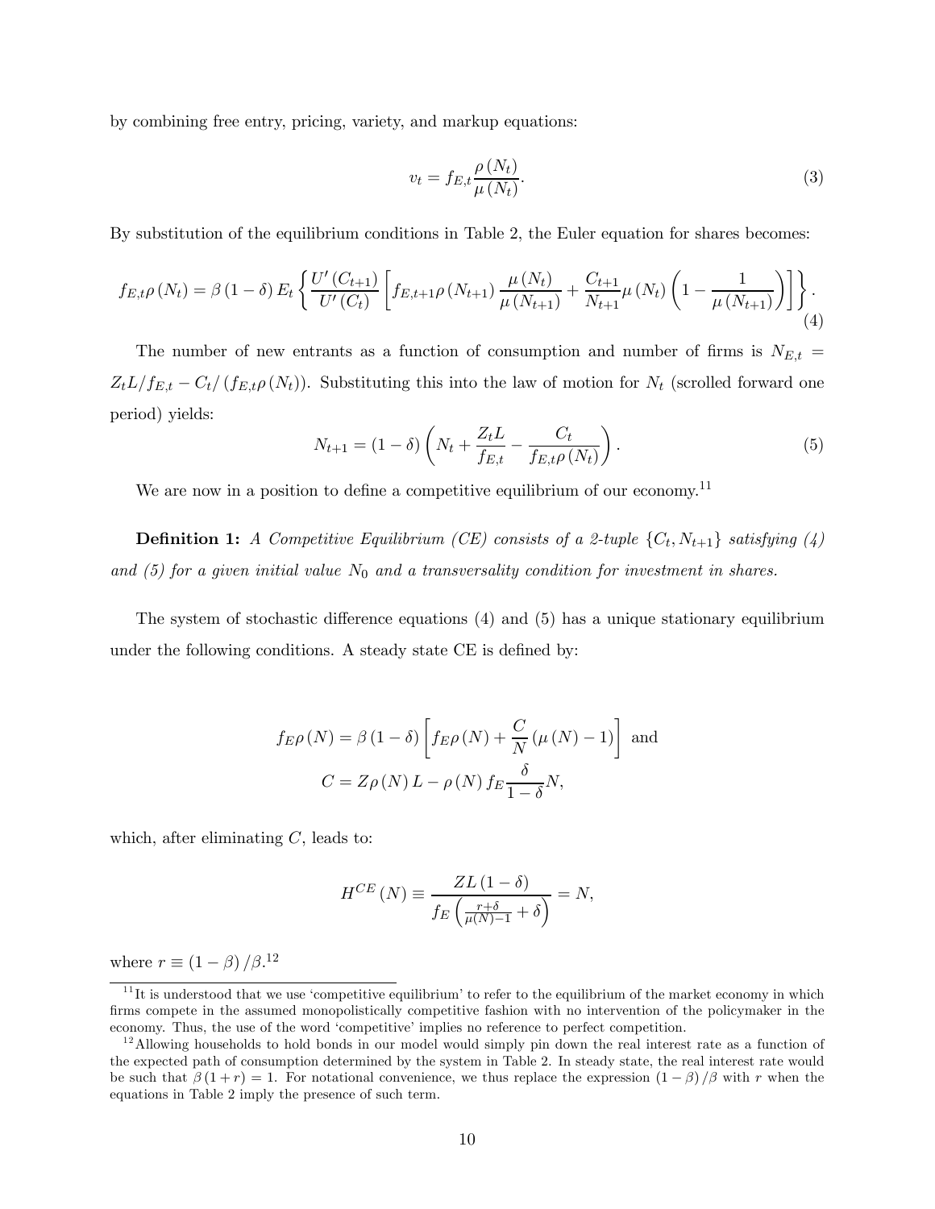by combining free entry, pricing, variety, and markup equations:

$$v_t = f_{E,t}\frac{\rho(N_t)}{\mu(N_t)}. \tag{3}$$

By substitution of the equilibrium conditions in Table 2, the Euler equation for shares becomes:

$$f_{E,t}\rho(N_t) = \beta(1-\delta)E_t\left\{\frac{U'(C_{t+1})}{U'(C_t)}\left[f_{E,t+1}\rho(N_{t+1})\frac{\mu(N_t)}{\mu(N_{t+1})} + \frac{C_{t+1}}{N_{t+1}}\mu(N_t)\left(1-\frac{1}{\mu(N_{t+1})}\right)\right]\right\}. \tag{4}$$

The number of new entrants as a function of consumption and number of firms is $N_{E,t} = Z_tL/f_{E,t} - C_t/(f_{E,t}\rho(N_t))$. Substituting this into the law of motion for $N_t$ (scrolled forward one period) yields:

$$N_{t+1} = (1-\delta)\left(N_t + \frac{Z_tL}{f_{E,t}} - \frac{C_t}{f_{E,t}\rho(N_t)}\right). \tag{5}$$

We are now in a position to define a competitive equilibrium of our economy.[11]

**Definition 1:** *A Competitive Equilibrium (CE) consists of a 2-tuple $\{C_t, N_{t+1}\}$ satisfying (4) and (5) for a given initial value $N_0$ and a transversality condition for investment in shares.*

The system of stochastic difference equations (4) and (5) has a unique stationary equilibrium under the following conditions. A steady state CE is defined by:

$$f_E\rho(N) = \beta(1-\delta)\left[f_E\rho(N) + \frac{C}{N}(\mu(N)-1)\right] \text{ and}$$
$$C = Z\rho(N)L - \rho(N)f_E\frac{\delta}{1-\delta}N,$$

which, after eliminating $C$, leads to:

$$H^{CE}(N) \equiv \frac{ZL(1-\delta)}{f_E\left(\frac{r+\delta}{\mu(N)-1}+\delta\right)} = N,$$

where $r \equiv (1-\beta)/\beta$.[12]

---

[11] It is understood that we use 'competitive equilibrium' to refer to the equilibrium of the market economy in which firms compete in the assumed monopolistically competitive fashion with no intervention of the policymaker in the economy. Thus, the use of the word 'competitive' implies no reference to perfect competition.

[12] Allowing households to hold bonds in our model would simply pin down the real interest rate as a function of the expected path of consumption determined by the system in Table 2. In steady state, the real interest rate would be such that $\beta(1+r) = 1$. For notational convenience, we thus replace the expression $(1-\beta)/\beta$ with $r$ when the equations in Table 2 imply the presence of such term.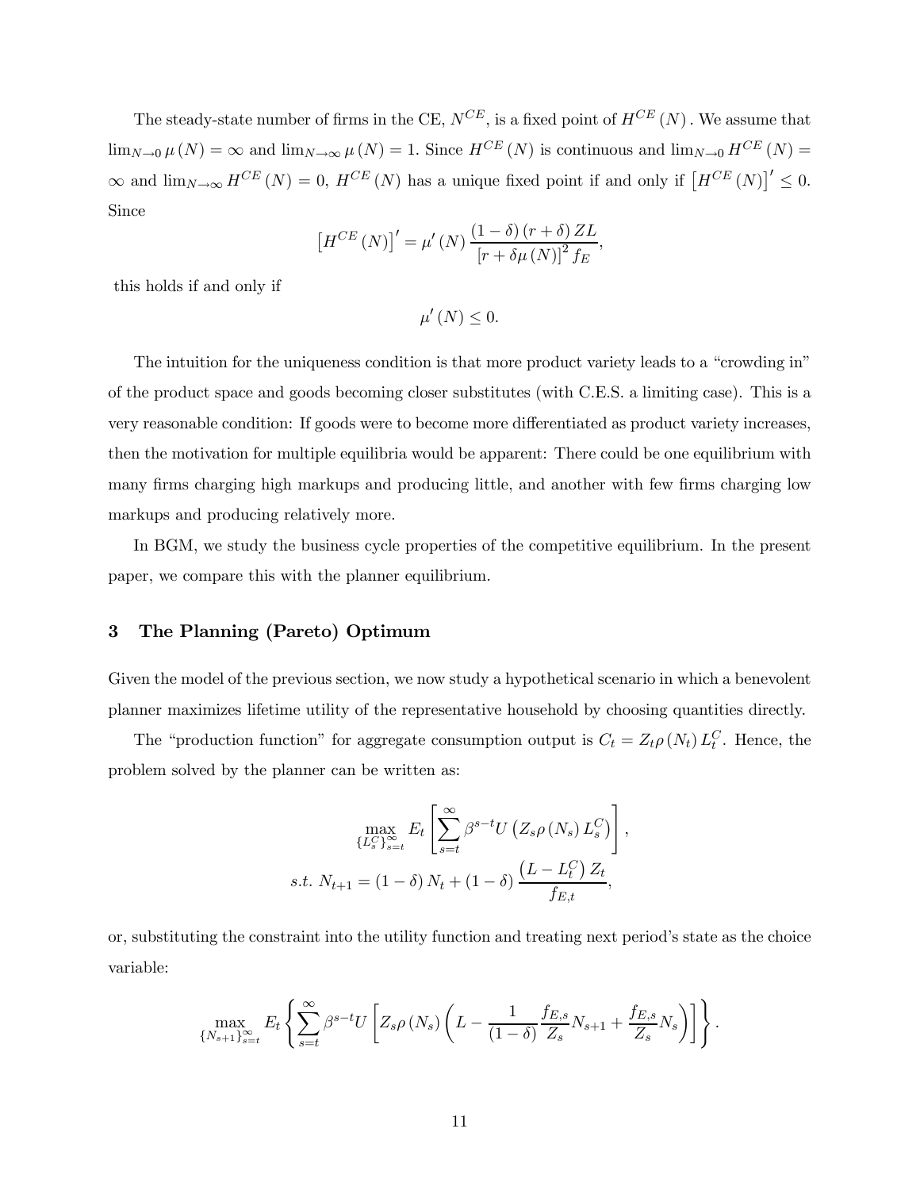The steady-state number of firms in the CE, $N^{CE}$, is a fixed point of $H^{CE}(N)$. We assume that $\lim_{N\to 0}\mu(N) = \infty$ and $\lim_{N\to\infty}\mu(N) = 1$. Since $H^{CE}(N)$ is continuous and $\lim_{N\to 0} H^{CE}(N) = \infty$ and $\lim_{N\to\infty} H^{CE}(N) = 0$, $H^{CE}(N)$ has a unique fixed point if and only if $\left[H^{CE}(N)\right]' \leq 0$. Since

$$\left[H^{CE}(N)\right]' = \mu'(N)\frac{(1-\delta)(r+\delta)ZL}{[r+\delta\mu(N)]^2 f_E},$$

this holds if and only if

$$\mu'(N) \leq 0.$$

The intuition for the uniqueness condition is that more product variety leads to a "crowding in" of the product space and goods becoming closer substitutes (with C.E.S. a limiting case). This is a very reasonable condition: If goods were to become more differentiated as product variety increases, then the motivation for multiple equilibria would be apparent: There could be one equilibrium with many firms charging high markups and producing little, and another with few firms charging low markups and producing relatively more.

In BGM, we study the business cycle properties of the competitive equilibrium. In the present paper, we compare this with the planner equilibrium.

## 3 The Planning (Pareto) Optimum

Given the model of the previous section, we now study a hypothetical scenario in which a benevolent planner maximizes lifetime utility of the representative household by choosing quantities directly.

The "production function" for aggregate consumption output is $C_t = Z_t\rho(N_t)L_t^C$. Hence, the problem solved by the planner can be written as:

$$\max_{\{L_s^C\}_{s=t}^{\infty}} E_t\left[\sum_{s=t}^{\infty}\beta^{s-t}U\left(Z_s\rho(N_s)L_s^C\right)\right],$$

$$s.t.\ N_{t+1} = (1-\delta)N_t + (1-\delta)\frac{\left(L - L_t^C\right)Z_t}{f_{E,t}},$$

or, substituting the constraint into the utility function and treating next period's state as the choice variable:

$$\max_{\{N_{s+1}\}_{s=t}^{\infty}} E_t\left\{\sum_{s=t}^{\infty}\beta^{s-t}U\left[Z_s\rho(N_s)\left(L - \frac{1}{(1-\delta)}\frac{f_{E,s}}{Z_s}N_{s+1} + \frac{f_{E,s}}{Z_s}N_s\right)\right]\right\}.$$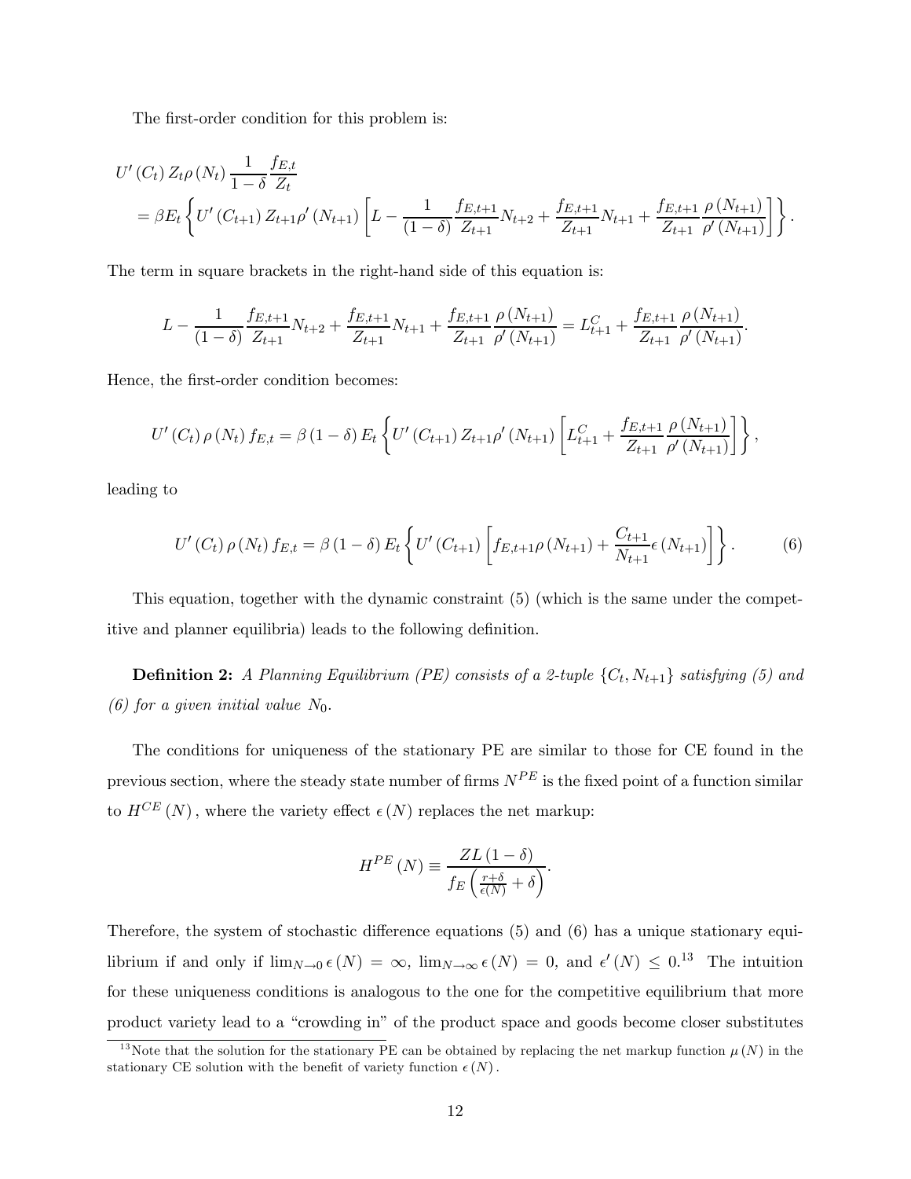The first-order condition for this problem is:

$$
\begin{aligned}
&U'(C_t) Z_t \rho(N_t) \frac{1}{1-\delta} \frac{f_{E,t}}{Z_t} \\
&= \beta E_t \left\{ U'(C_{t+1}) Z_{t+1} \rho'(N_{t+1}) \left[ L - \frac{1}{(1-\delta)} \frac{f_{E,t+1}}{Z_{t+1}} N_{t+2} + \frac{f_{E,t+1}}{Z_{t+1}} N_{t+1} + \frac{f_{E,t+1}}{Z_{t+1}} \frac{\rho(N_{t+1})}{\rho'(N_{t+1})} \right] \right\}.
\end{aligned}
$$

The term in square brackets in the right-hand side of this equation is:

$$
L - \frac{1}{(1-\delta)} \frac{f_{E,t+1}}{Z_{t+1}} N_{t+2} + \frac{f_{E,t+1}}{Z_{t+1}} N_{t+1} + \frac{f_{E,t+1}}{Z_{t+1}} \frac{\rho(N_{t+1})}{\rho'(N_{t+1})} = L_{t+1}^C + \frac{f_{E,t+1}}{Z_{t+1}} \frac{\rho(N_{t+1})}{\rho'(N_{t+1})}.
$$

Hence, the first-order condition becomes:

$$
U'(C_t) \rho(N_t) f_{E,t} = \beta(1-\delta) E_t \left\{ U'(C_{t+1}) Z_{t+1} \rho'(N_{t+1}) \left[ L_{t+1}^C + \frac{f_{E,t+1}}{Z_{t+1}} \frac{\rho(N_{t+1})}{\rho'(N_{t+1})} \right] \right\},
$$

leading to

$$
U'(C_t) \rho(N_t) f_{E,t} = \beta(1-\delta) E_t \left\{ U'(C_{t+1}) \left[ f_{E,t+1} \rho(N_{t+1}) + \frac{C_{t+1}}{N_{t+1}} \epsilon(N_{t+1}) \right] \right\}. \tag{6}
$$

This equation, together with the dynamic constraint (5) (which is the same under the competitive and planner equilibria) leads to the following definition.

**Definition 2:** *A Planning Equilibrium (PE) consists of a 2-tuple $\{C_t, N_{t+1}\}$ satisfying (5) and (6) for a given initial value $N_0$.*

The conditions for uniqueness of the stationary PE are similar to those for CE found in the previous section, where the steady state number of firms $N^{PE}$ is the fixed point of a function similar to $H^{CE}(N)$, where the variety effect $\epsilon(N)$ replaces the net markup:

$$
H^{PE}(N) \equiv \frac{ZL(1-\delta)}{f_E \left( \frac{r+\delta}{\epsilon(N)} + \delta \right)}.
$$

Therefore, the system of stochastic difference equations (5) and (6) has a unique stationary equilibrium if and only if $\lim_{N \to 0} \epsilon(N) = \infty$, $\lim_{N \to \infty} \epsilon(N) = 0$, and $\epsilon'(N) \leq 0$.[13] The intuition for these uniqueness conditions is analogous to the one for the competitive equilibrium that more product variety lead to a "crowding in" of the product space and goods become closer substitutes

[13] Note that the solution for the stationary PE can be obtained by replacing the net markup function $\mu(N)$ in the stationary CE solution with the benefit of variety function $\epsilon(N)$.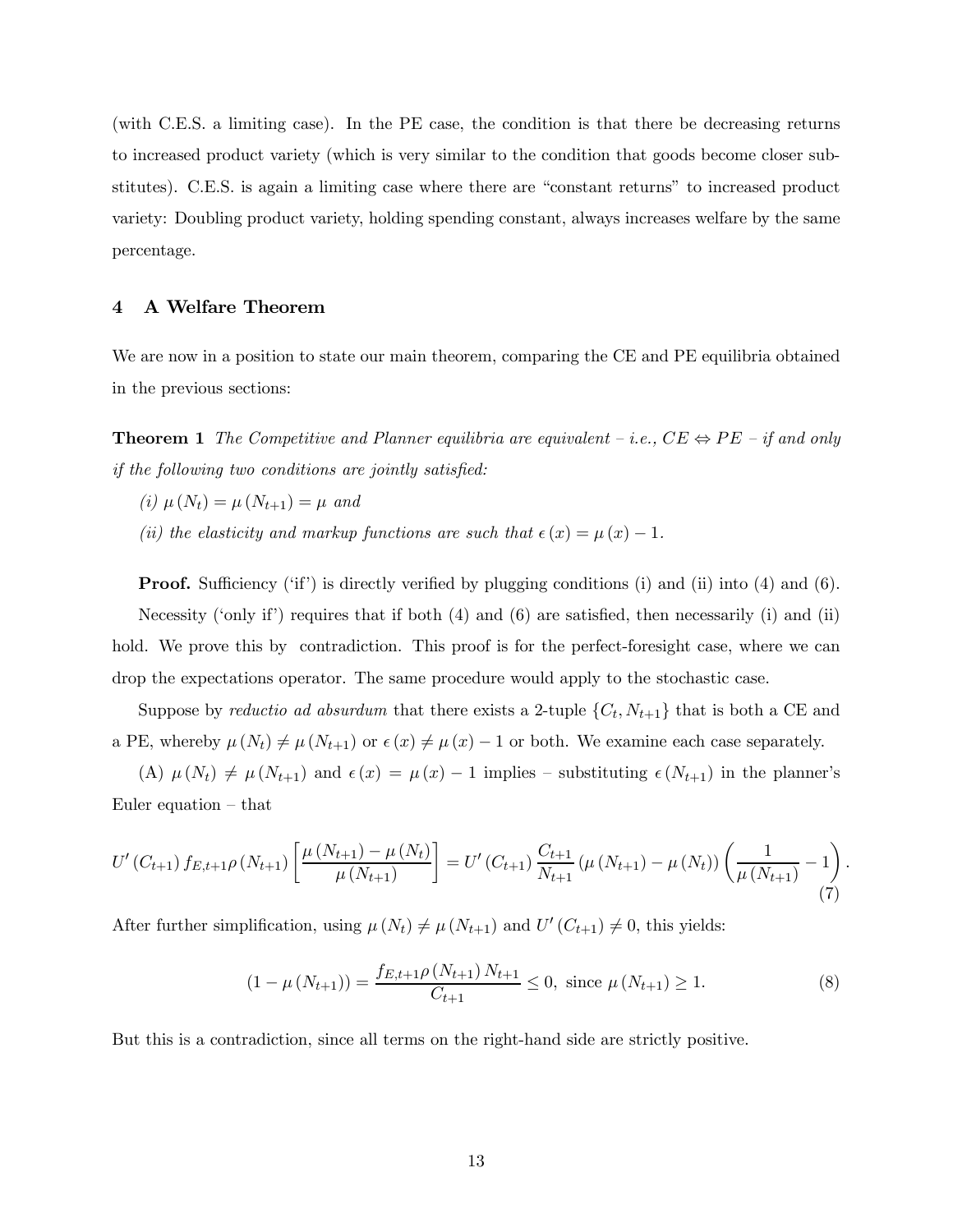(with C.E.S. a limiting case). In the PE case, the condition is that there be decreasing returns to increased product variety (which is very similar to the condition that goods become closer substitutes). C.E.S. is again a limiting case where there are "constant returns" to increased product variety: Doubling product variety, holding spending constant, always increases welfare by the same percentage.

## 4 A Welfare Theorem

We are now in a position to state our main theorem, comparing the CE and PE equilibria obtained in the previous sections:

**Theorem 1** *The Competitive and Planner equilibria are equivalent – i.e., $CE \Leftrightarrow PE$ – if and only if the following two conditions are jointly satisfied:*

*(i) $\mu(N_t) = \mu(N_{t+1}) = \mu$ and*

*(ii) the elasticity and markup functions are such that $\epsilon(x) = \mu(x) - 1$.*

**Proof.** Sufficiency ('if') is directly verified by plugging conditions (i) and (ii) into (4) and (6).

Necessity ('only if') requires that if both (4) and (6) are satisfied, then necessarily (i) and (ii) hold. We prove this by contradiction. This proof is for the perfect-foresight case, where we can drop the expectations operator. The same procedure would apply to the stochastic case.

Suppose by *reductio ad absurdum* that there exists a 2-tuple $\{C_t, N_{t+1}\}$ that is both a CE and a PE, whereby $\mu(N_t) \neq \mu(N_{t+1})$ or $\epsilon(x) \neq \mu(x) - 1$ or both. We examine each case separately.

(A) $\mu(N_t) \neq \mu(N_{t+1})$ and $\epsilon(x) = \mu(x) - 1$ implies – substituting $\epsilon(N_{t+1})$ in the planner's Euler equation – that

$$U'(C_{t+1}) f_{E,t+1} \rho(N_{t+1}) \left[ \frac{\mu(N_{t+1}) - \mu(N_t)}{\mu(N_{t+1})} \right] = U'(C_{t+1}) \frac{C_{t+1}}{N_{t+1}} (\mu(N_{t+1}) - \mu(N_t)) \left( \frac{1}{\mu(N_{t+1})} - 1 \right). \tag{7}$$

After further simplification, using $\mu(N_t) \neq \mu(N_{t+1})$ and $U'(C_{t+1}) \neq 0$, this yields:

$$(1 - \mu(N_{t+1})) = \frac{f_{E,t+1} \rho(N_{t+1}) N_{t+1}}{C_{t+1}} \leq 0, \text{ since } \mu(N_{t+1}) \geq 1. \tag{8}$$

But this is a contradiction, since all terms on the right-hand side are strictly positive.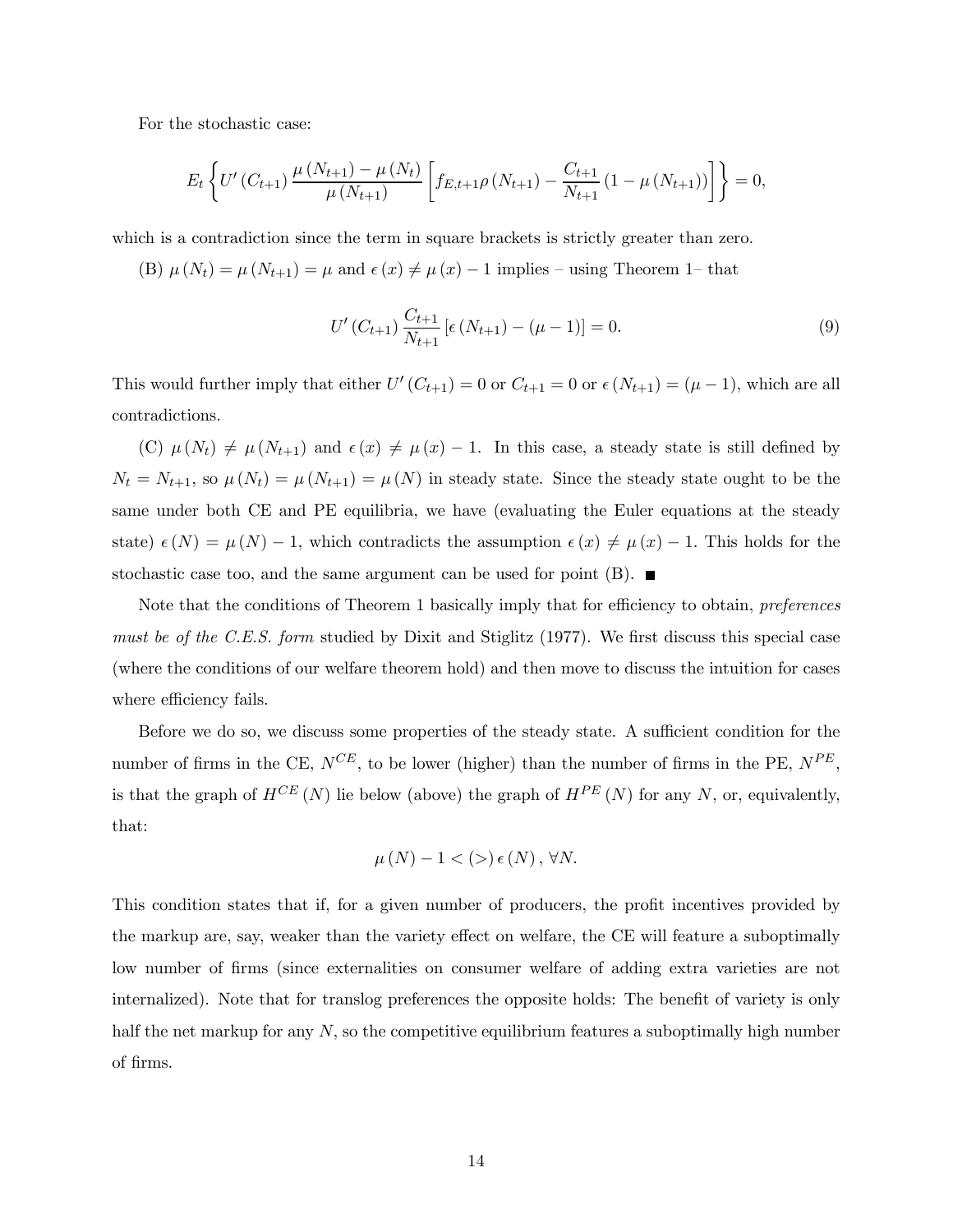For the stochastic case:

$$E_t \left\{ U'(C_{t+1}) \frac{\mu(N_{t+1}) - \mu(N_t)}{\mu(N_{t+1})} \left[ f_{E,t+1} \rho(N_{t+1}) - \frac{C_{t+1}}{N_{t+1}} (1 - \mu(N_{t+1})) \right] \right\} = 0,$$

which is a contradiction since the term in square brackets is strictly greater than zero.

(B) $\mu(N_t) = \mu(N_{t+1}) = \mu$ and $\epsilon(x) \neq \mu(x) - 1$ implies – using Theorem 1– that

$$U'(C_{t+1}) \frac{C_{t+1}}{N_{t+1}} [\epsilon(N_{t+1}) - (\mu - 1)] = 0. \tag{9}$$

This would further imply that either $U'(C_{t+1}) = 0$ or $C_{t+1} = 0$ or $\epsilon(N_{t+1}) = (\mu - 1)$, which are all contradictions.

(C) $\mu(N_t) \neq \mu(N_{t+1})$ and $\epsilon(x) \neq \mu(x) - 1$. In this case, a steady state is still defined by $N_t = N_{t+1}$, so $\mu(N_t) = \mu(N_{t+1}) = \mu(N)$ in steady state. Since the steady state ought to be the same under both CE and PE equilibria, we have (evaluating the Euler equations at the steady state) $\epsilon(N) = \mu(N) - 1$, which contradicts the assumption $\epsilon(x) \neq \mu(x) - 1$. This holds for the stochastic case too, and the same argument can be used for point (B). ■

Note that the conditions of Theorem 1 basically imply that for efficiency to obtain, *preferences must be of the C.E.S. form* studied by Dixit and Stiglitz (1977). We first discuss this special case (where the conditions of our welfare theorem hold) and then move to discuss the intuition for cases where efficiency fails.

Before we do so, we discuss some properties of the steady state. A sufficient condition for the number of firms in the CE, $N^{CE}$, to be lower (higher) than the number of firms in the PE, $N^{PE}$, is that the graph of $H^{CE}(N)$ lie below (above) the graph of $H^{PE}(N)$ for any $N$, or, equivalently, that:

$$\mu(N) - 1 < (>) \, \epsilon(N), \, \forall N.$$

This condition states that if, for a given number of producers, the profit incentives provided by the markup are, say, weaker than the variety effect on welfare, the CE will feature a suboptimally low number of firms (since externalities on consumer welfare of adding extra varieties are not internalized). Note that for translog preferences the opposite holds: The benefit of variety is only half the net markup for any $N$, so the competitive equilibrium features a suboptimally high number of firms.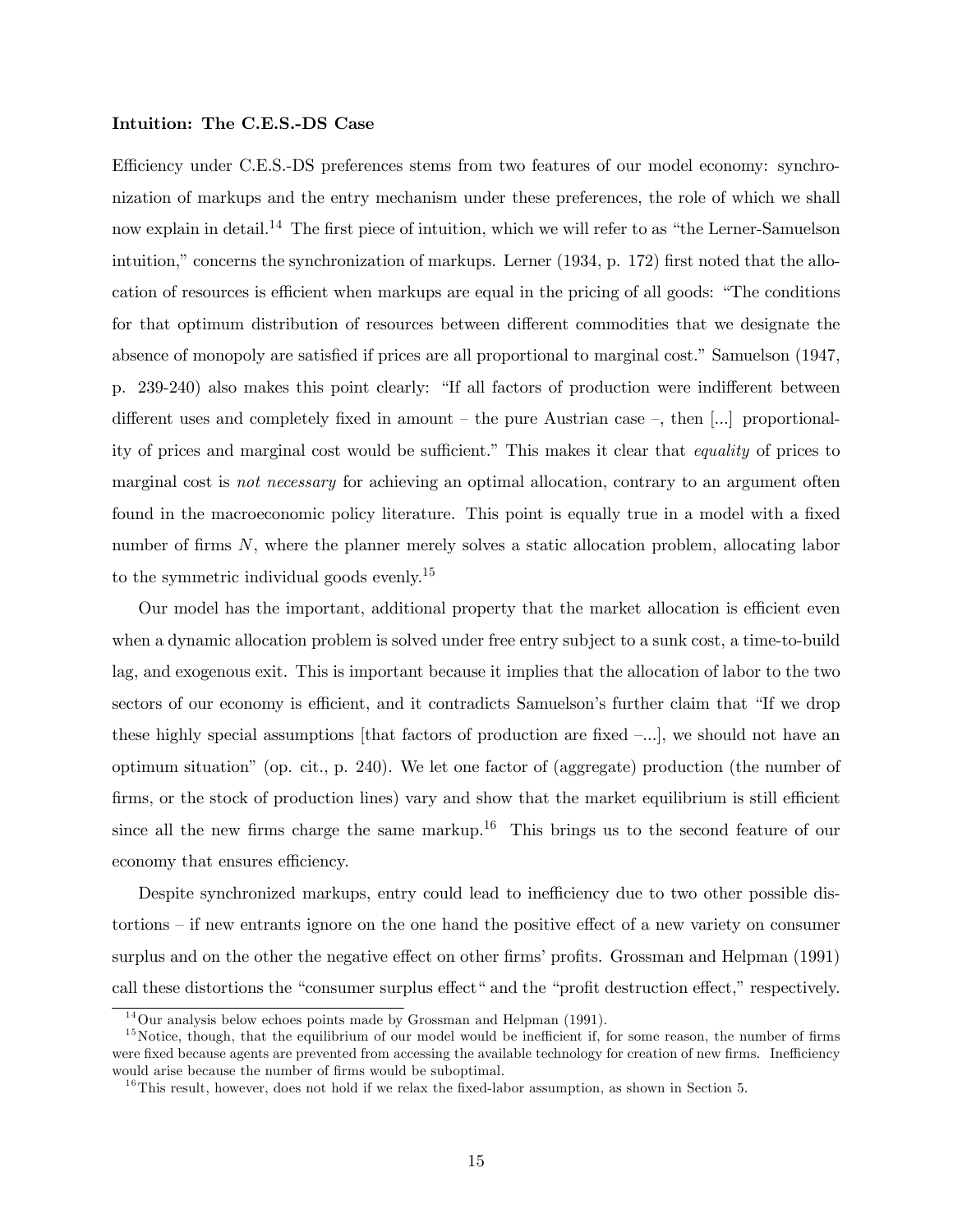**Intuition: The C.E.S.-DS Case**

Efficiency under C.E.S.-DS preferences stems from two features of our model economy: synchronization of markups and the entry mechanism under these preferences, the role of which we shall now explain in detail.[14] The first piece of intuition, which we will refer to as "the Lerner-Samuelson intuition," concerns the synchronization of markups. Lerner (1934, p. 172) first noted that the allocation of resources is efficient when markups are equal in the pricing of all goods: "The conditions for that optimum distribution of resources between different commodities that we designate the absence of monopoly are satisfied if prices are all proportional to marginal cost." Samuelson (1947, p. 239-240) also makes this point clearly: "If all factors of production were indifferent between different uses and completely fixed in amount – the pure Austrian case –, then [...] proportionality of prices and marginal cost would be sufficient." This makes it clear that *equality* of prices to marginal cost is *not necessary* for achieving an optimal allocation, contrary to an argument often found in the macroeconomic policy literature. This point is equally true in a model with a fixed number of firms $N$, where the planner merely solves a static allocation problem, allocating labor to the symmetric individual goods evenly.[15]

Our model has the important, additional property that the market allocation is efficient even when a dynamic allocation problem is solved under free entry subject to a sunk cost, a time-to-build lag, and exogenous exit. This is important because it implies that the allocation of labor to the two sectors of our economy is efficient, and it contradicts Samuelson's further claim that "If we drop these highly special assumptions [that factors of production are fixed –...], we should not have an optimum situation" (op. cit., p. 240). We let one factor of (aggregate) production (the number of firms, or the stock of production lines) vary and show that the market equilibrium is still efficient since all the new firms charge the same markup.[16] This brings us to the second feature of our economy that ensures efficiency.

Despite synchronized markups, entry could lead to inefficiency due to two other possible distortions – if new entrants ignore on the one hand the positive effect of a new variety on consumer surplus and on the other the negative effect on other firms' profits. Grossman and Helpman (1991) call these distortions the "consumer surplus effect" and the "profit destruction effect," respectively.

---

[14] Our analysis below echoes points made by Grossman and Helpman (1991).

[15] Notice, though, that the equilibrium of our model would be inefficient if, for some reason, the number of firms were fixed because agents are prevented from accessing the available technology for creation of new firms. Inefficiency would arise because the number of firms would be suboptimal.

[16] This result, however, does not hold if we relax the fixed-labor assumption, as shown in Section 5.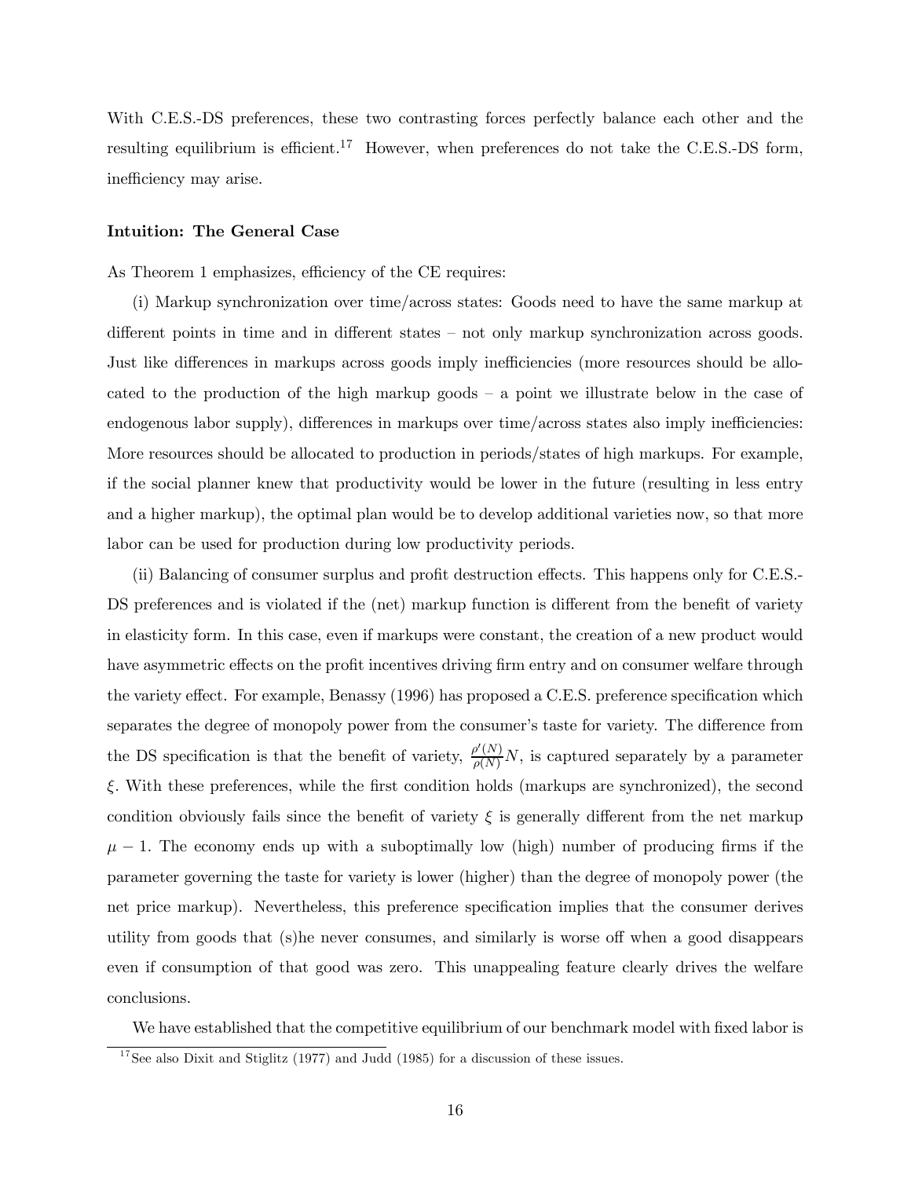With C.E.S.-DS preferences, these two contrasting forces perfectly balance each other and the resulting equilibrium is efficient.[17] However, when preferences do not take the C.E.S.-DS form, inefficiency may arise.

**Intuition: The General Case**

As Theorem 1 emphasizes, efficiency of the CE requires:

(i) Markup synchronization over time/across states: Goods need to have the same markup at different points in time and in different states – not only markup synchronization across goods. Just like differences in markups across goods imply inefficiencies (more resources should be allocated to the production of the high markup goods – a point we illustrate below in the case of endogenous labor supply), differences in markups over time/across states also imply inefficiencies: More resources should be allocated to production in periods/states of high markups. For example, if the social planner knew that productivity would be lower in the future (resulting in less entry and a higher markup), the optimal plan would be to develop additional varieties now, so that more labor can be used for production during low productivity periods.

(ii) Balancing of consumer surplus and profit destruction effects. This happens only for C.E.S.-DS preferences and is violated if the (net) markup function is different from the benefit of variety in elasticity form. In this case, even if markups were constant, the creation of a new product would have asymmetric effects on the profit incentives driving firm entry and on consumer welfare through the variety effect. For example, Benassy (1996) has proposed a C.E.S. preference specification which separates the degree of monopoly power from the consumer's taste for variety. The difference from the DS specification is that the benefit of variety, $\frac{\rho'(N)}{\rho(N)}N$, is captured separately by a parameter $\xi$. With these preferences, while the first condition holds (markups are synchronized), the second condition obviously fails since the benefit of variety $\xi$ is generally different from the net markup $\mu - 1$. The economy ends up with a suboptimally low (high) number of producing firms if the parameter governing the taste for variety is lower (higher) than the degree of monopoly power (the net price markup). Nevertheless, this preference specification implies that the consumer derives utility from goods that (s)he never consumes, and similarly is worse off when a good disappears even if consumption of that good was zero. This unappealing feature clearly drives the welfare conclusions.

We have established that the competitive equilibrium of our benchmark model with fixed labor is

[17] See also Dixit and Stiglitz (1977) and Judd (1985) for a discussion of these issues.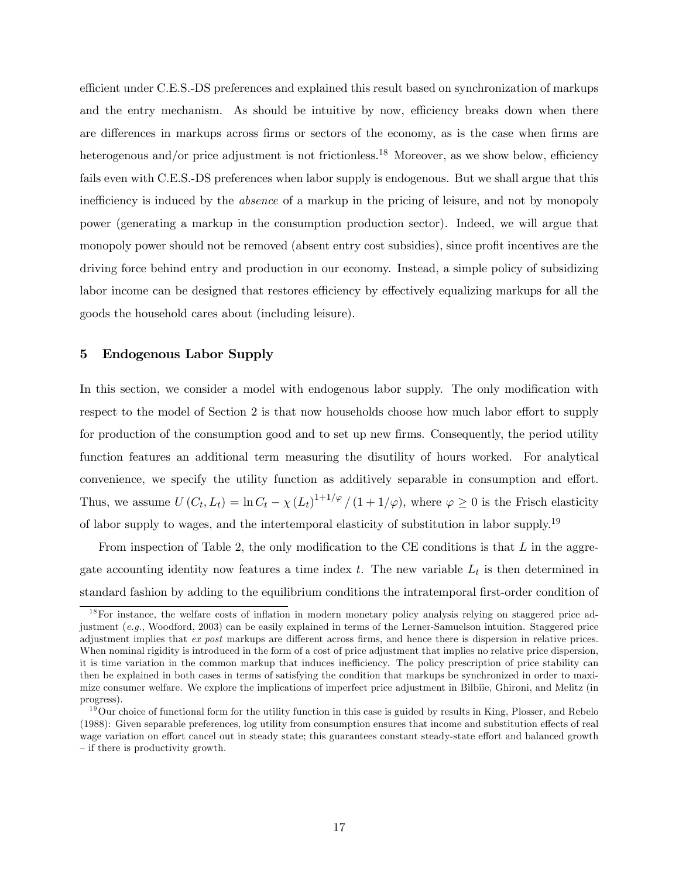efficient under C.E.S.-DS preferences and explained this result based on synchronization of markups and the entry mechanism. As should be intuitive by now, efficiency breaks down when there are differences in markups across firms or sectors of the economy, as is the case when firms are heterogenous and/or price adjustment is not frictionless.[18] Moreover, as we show below, efficiency fails even with C.E.S.-DS preferences when labor supply is endogenous. But we shall argue that this inefficiency is induced by the *absence* of a markup in the pricing of leisure, and not by monopoly power (generating a markup in the consumption production sector). Indeed, we will argue that monopoly power should not be removed (absent entry cost subsidies), since profit incentives are the driving force behind entry and production in our economy. Instead, a simple policy of subsidizing labor income can be designed that restores efficiency by effectively equalizing markups for all the goods the household cares about (including leisure).

## 5 Endogenous Labor Supply

In this section, we consider a model with endogenous labor supply. The only modification with respect to the model of Section 2 is that now households choose how much labor effort to supply for production of the consumption good and to set up new firms. Consequently, the period utility function features an additional term measuring the disutility of hours worked. For analytical convenience, we specify the utility function as additively separable in consumption and effort. Thus, we assume $U(C_t, L_t) = \ln C_t - \chi (L_t)^{1+1/\varphi} / (1 + 1/\varphi)$, where $\varphi \geq 0$ is the Frisch elasticity of labor supply to wages, and the intertemporal elasticity of substitution in labor supply.[19]

From inspection of Table 2, the only modification to the CE conditions is that $L$ in the aggregate accounting identity now features a time index $t$. The new variable $L_t$ is then determined in standard fashion by adding to the equilibrium conditions the intratemporal first-order condition of

---

[18] For instance, the welfare costs of inflation in modern monetary policy analysis relying on staggered price adjustment (*e.g.*, Woodford, 2003) can be easily explained in terms of the Lerner-Samuelson intuition. Staggered price adjustment implies that *ex post* markups are different across firms, and hence there is dispersion in relative prices. When nominal rigidity is introduced in the form of a cost of price adjustment that implies no relative price dispersion, it is time variation in the common markup that induces inefficiency. The policy prescription of price stability can then be explained in both cases in terms of satisfying the condition that markups be synchronized in order to maximize consumer welfare. We explore the implications of imperfect price adjustment in Bilbiie, Ghironi, and Melitz (in progress).

[19] Our choice of functional form for the utility function in this case is guided by results in King, Plosser, and Rebelo (1988): Given separable preferences, log utility from consumption ensures that income and substitution effects of real wage variation on effort cancel out in steady state; this guarantees constant steady-state effort and balanced growth – if there is productivity growth.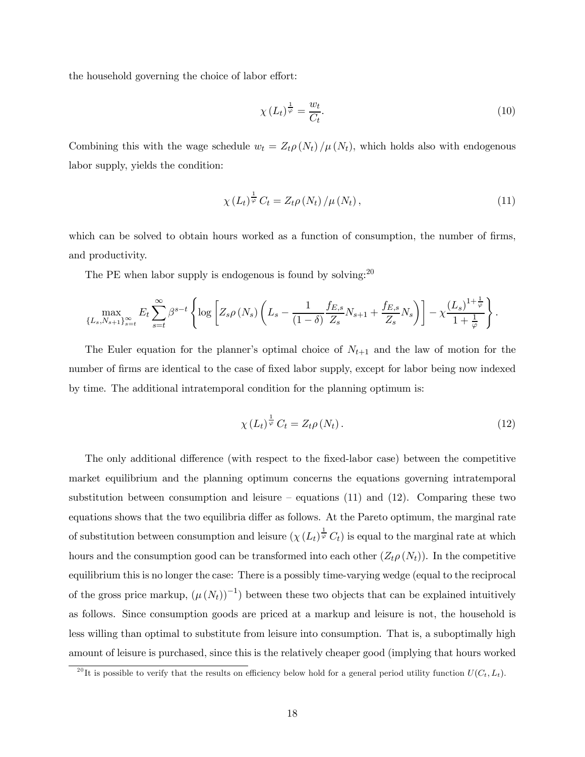the household governing the choice of labor effort:

$$\chi (L_t)^{\frac{1}{\varphi}} = \frac{w_t}{C_t}. \tag{10}$$

Combining this with the wage schedule $w_t = Z_t \rho(N_t)/\mu(N_t)$, which holds also with endogenous labor supply, yields the condition:

$$\chi (L_t)^{\frac{1}{\varphi}} C_t = Z_t \rho(N_t)/\mu(N_t), \tag{11}$$

which can be solved to obtain hours worked as a function of consumption, the number of firms, and productivity.

The PE when labor supply is endogenous is found by solving:[20]

$$\max_{\{L_s, N_{s+1}\}_{s=t}^{\infty}} E_t \sum_{s=t}^{\infty} \beta^{s-t} \left\{ \log \left[ Z_s \rho(N_s) \left( L_s - \frac{1}{(1-\delta)} \frac{f_{E,s}}{Z_s} N_{s+1} + \frac{f_{E,s}}{Z_s} N_s \right) \right] - \chi \frac{(L_s)^{1+\frac{1}{\varphi}}}{1+\frac{1}{\varphi}} \right\}.$$

The Euler equation for the planner's optimal choice of $N_{t+1}$ and the law of motion for the number of firms are identical to the case of fixed labor supply, except for labor being now indexed by time. The additional intratemporal condition for the planning optimum is:

$$\chi (L_t)^{\frac{1}{\varphi}} C_t = Z_t \rho(N_t). \tag{12}$$

The only additional difference (with respect to the fixed-labor case) between the competitive market equilibrium and the planning optimum concerns the equations governing intratemporal substitution between consumption and leisure – equations (11) and (12). Comparing these two equations shows that the two equilibria differ as follows. At the Pareto optimum, the marginal rate of substitution between consumption and leisure ($\chi (L_t)^{\frac{1}{\varphi}} C_t$) is equal to the marginal rate at which hours and the consumption good can be transformed into each other ($Z_t \rho(N_t)$). In the competitive equilibrium this is no longer the case: There is a possibly time-varying wedge (equal to the reciprocal of the gross price markup, $(\mu(N_t))^{-1}$) between these two objects that can be explained intuitively as follows. Since consumption goods are priced at a markup and leisure is not, the household is less willing than optimal to substitute from leisure into consumption. That is, a suboptimally high amount of leisure is purchased, since this is the relatively cheaper good (implying that hours worked

[20] It is possible to verify that the results on efficiency below hold for a general period utility function $U(C_t, L_t)$.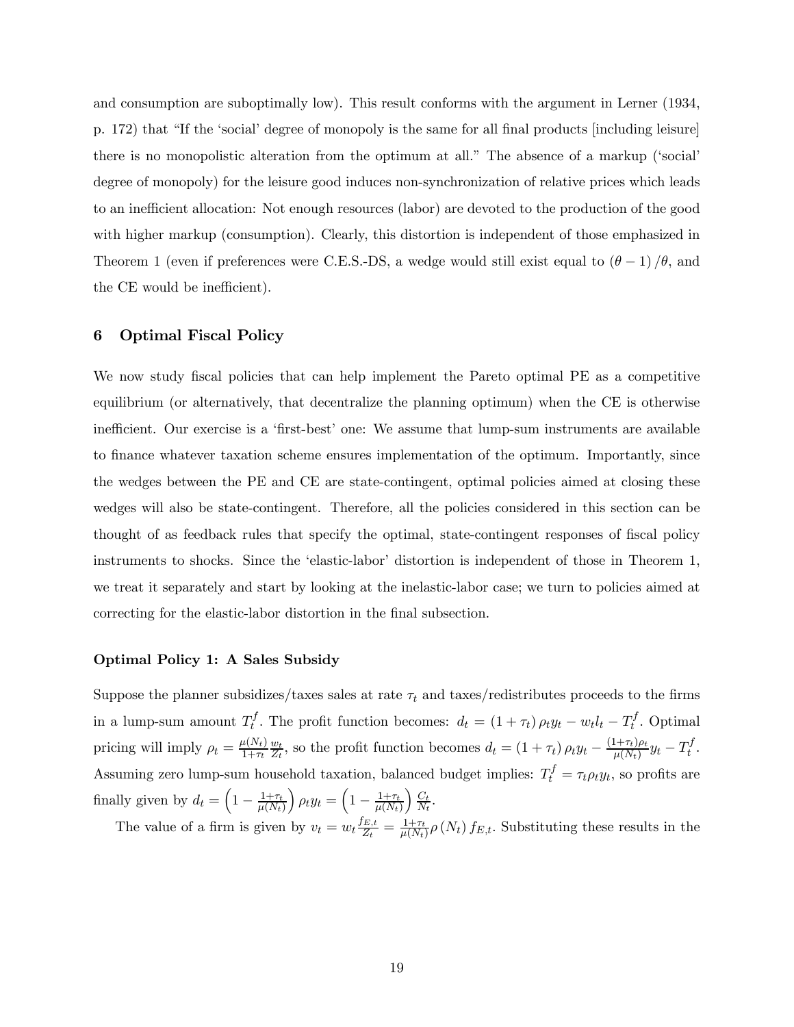and consumption are suboptimally low). This result conforms with the argument in Lerner (1934, p. 172) that "If the 'social' degree of monopoly is the same for all final products [including leisure] there is no monopolistic alteration from the optimum at all." The absence of a markup ('social' degree of monopoly) for the leisure good induces non-synchronization of relative prices which leads to an inefficient allocation: Not enough resources (labor) are devoted to the production of the good with higher markup (consumption). Clearly, this distortion is independent of those emphasized in Theorem 1 (even if preferences were C.E.S.-DS, a wedge would still exist equal to $(\theta - 1)/\theta$, and the CE would be inefficient).

## 6 Optimal Fiscal Policy

We now study fiscal policies that can help implement the Pareto optimal PE as a competitive equilibrium (or alternatively, that decentralize the planning optimum) when the CE is otherwise inefficient. Our exercise is a 'first-best' one: We assume that lump-sum instruments are available to finance whatever taxation scheme ensures implementation of the optimum. Importantly, since the wedges between the PE and CE are state-contingent, optimal policies aimed at closing these wedges will also be state-contingent. Therefore, all the policies considered in this section can be thought of as feedback rules that specify the optimal, state-contingent responses of fiscal policy instruments to shocks. Since the 'elastic-labor' distortion is independent of those in Theorem 1, we treat it separately and start by looking at the inelastic-labor case; we turn to policies aimed at correcting for the elastic-labor distortion in the final subsection.

### Optimal Policy 1: A Sales Subsidy

Suppose the planner subsidizes/taxes sales at rate $\tau_t$ and taxes/redistributes proceeds to the firms in a lump-sum amount $T_t^f$. The profit function becomes: $d_t = (1 + \tau_t)\, \rho_t y_t - w_t l_t - T_t^f$. Optimal pricing will imply $\rho_t = \frac{\mu(N_t)}{1+\tau_t} \frac{w_t}{Z_t}$, so the profit function becomes $d_t = (1 + \tau_t)\, \rho_t y_t - \frac{(1+\tau_t)\rho_t}{\mu(N_t)} y_t - T_t^f$. Assuming zero lump-sum household taxation, balanced budget implies: $T_t^f = \tau_t \rho_t y_t$, so profits are finally given by $d_t = \left(1 - \frac{1+\tau_t}{\mu(N_t)}\right) \rho_t y_t = \left(1 - \frac{1+\tau_t}{\mu(N_t)}\right) \frac{C_t}{N_t}$.

The value of a firm is given by $v_t = w_t \frac{f_{E,t}}{Z_t} = \frac{1+\tau_t}{\mu(N_t)} \rho(N_t)\, f_{E,t}$. Substituting these results in the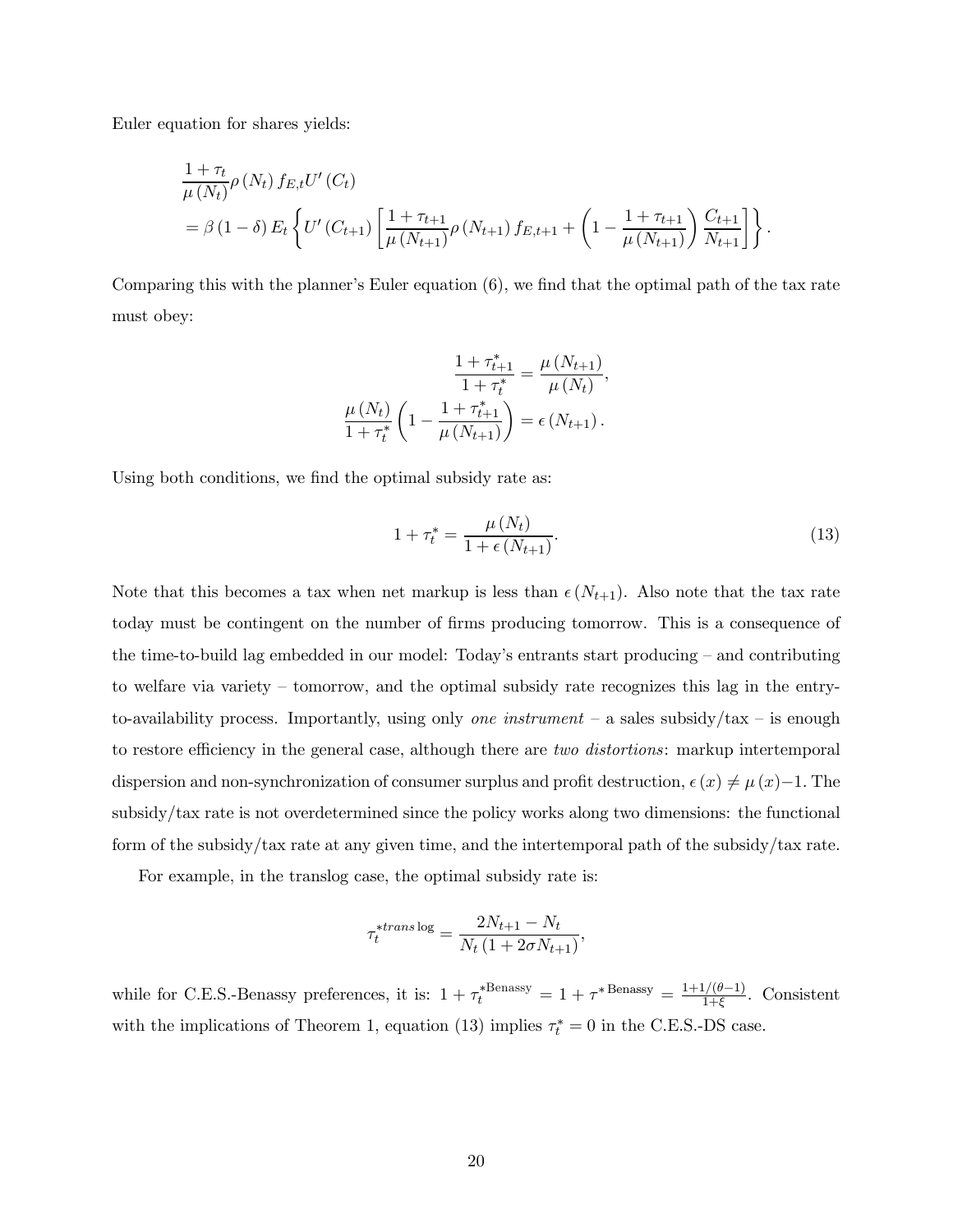Euler equation for shares yields:

$$
\begin{aligned}
&\frac{1+\tau_t}{\mu(N_t)}\rho(N_t) f_{E,t} U'(C_t) \\
&= \beta(1-\delta) E_t \left\{ U'(C_{t+1}) \left[ \frac{1+\tau_{t+1}}{\mu(N_{t+1})}\rho(N_{t+1}) f_{E,t+1} + \left(1 - \frac{1+\tau_{t+1}}{\mu(N_{t+1})}\right) \frac{C_{t+1}}{N_{t+1}} \right] \right\}.
\end{aligned}
$$

Comparing this with the planner's Euler equation (6), we find that the optimal path of the tax rate must obey:

$$
\frac{1+\tau_{t+1}^*}{1+\tau_t^*} = \frac{\mu(N_{t+1})}{\mu(N_t)},
$$

$$
\frac{\mu(N_t)}{1+\tau_t^*}\left(1 - \frac{1+\tau_{t+1}^*}{\mu(N_{t+1})}\right) = \epsilon(N_{t+1}).
$$

Using both conditions, we find the optimal subsidy rate as:

$$
1+\tau_t^* = \frac{\mu(N_t)}{1+\epsilon(N_{t+1})}. \tag{13}
$$

Note that this becomes a tax when net markup is less than $\epsilon(N_{t+1})$. Also note that the tax rate today must be contingent on the number of firms producing tomorrow. This is a consequence of the time-to-build lag embedded in our model: Today's entrants start producing – and contributing to welfare via variety – tomorrow, and the optimal subsidy rate recognizes this lag in the entry-to-availability process. Importantly, using only *one instrument* – a sales subsidy/tax – is enough to restore efficiency in the general case, although there are *two distortions*: markup intertemporal dispersion and non-synchronization of consumer surplus and profit destruction, $\epsilon(x) \neq \mu(x) - 1$. The subsidy/tax rate is not overdetermined since the policy works along two dimensions: the functional form of the subsidy/tax rate at any given time, and the intertemporal path of the subsidy/tax rate.

For example, in the translog case, the optimal subsidy rate is:

$$
\tau_t^{*trans\log} = \frac{2N_{t+1} - N_t}{N_t(1+2\sigma N_{t+1})},
$$

while for C.E.S.-Benassy preferences, it is: $1+\tau_t^{*\text{Benassy}} = 1+\tau^{*\text{Benassy}} = \frac{1+1/(\theta-1)}{1+\xi}$. Consistent with the implications of Theorem 1, equation (13) implies $\tau_t^* = 0$ in the C.E.S.-DS case.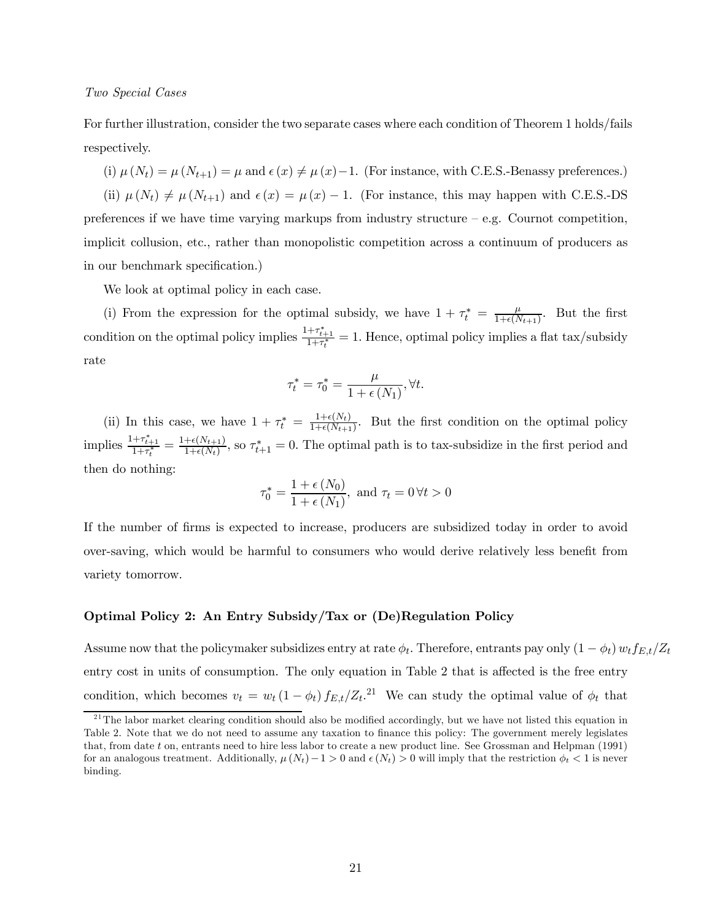*Two Special Cases*

For further illustration, consider the two separate cases where each condition of Theorem 1 holds/fails respectively.

(i) $\mu(N_t) = \mu(N_{t+1}) = \mu$ and $\epsilon(x) \neq \mu(x) - 1$. (For instance, with C.E.S.-Benassy preferences.)

(ii) $\mu(N_t) \neq \mu(N_{t+1})$ and $\epsilon(x) = \mu(x) - 1$. (For instance, this may happen with C.E.S.-DS preferences if we have time varying markups from industry structure – e.g. Cournot competition, implicit collusion, etc., rather than monopolistic competition across a continuum of producers as in our benchmark specification.)

We look at optimal policy in each case.

(i) From the expression for the optimal subsidy, we have $1 + \tau_t^* = \frac{\mu}{1+\epsilon(N_{t+1})}$. But the first condition on the optimal policy implies $\frac{1+\tau_{t+1}^*}{1+\tau_t^*} = 1$. Hence, optimal policy implies a flat tax/subsidy rate

$$\tau_t^* = \tau_0^* = \frac{\mu}{1 + \epsilon(N_1)}, \forall t.$$

(ii) In this case, we have $1 + \tau_t^* = \frac{1+\epsilon(N_t)}{1+\epsilon(N_{t+1})}$. But the first condition on the optimal policy implies $\frac{1+\tau_{t+1}^*}{1+\tau_t^*} = \frac{1+\epsilon(N_{t+1})}{1+\epsilon(N_t)}$, so $\tau_{t+1}^* = 0$. The optimal path is to tax-subsidize in the first period and then do nothing:

$$\tau_0^* = \frac{1 + \epsilon(N_0)}{1 + \epsilon(N_1)}, \text{ and } \tau_t = 0 \, \forall t > 0$$

If the number of firms is expected to increase, producers are subsidized today in order to avoid over-saving, which would be harmful to consumers who would derive relatively less benefit from variety tomorrow.

### Optimal Policy 2: An Entry Subsidy/Tax or (De)Regulation Policy

Assume now that the policymaker subsidizes entry at rate $\phi_t$. Therefore, entrants pay only $(1 - \phi_t) w_t f_{E,t}/Z_t$ entry cost in units of consumption. The only equation in Table 2 that is affected is the free entry condition, which becomes $v_t = w_t (1 - \phi_t) f_{E,t}/Z_t$.[21] We can study the optimal value of $\phi_t$ that

[21] The labor market clearing condition should also be modified accordingly, but we have not listed this equation in Table 2. Note that we do not need to assume any taxation to finance this policy: The government merely legislates that, from date $t$ on, entrants need to hire less labor to create a new product line. See Grossman and Helpman (1991) for an analogous treatment. Additionally, $\mu(N_t) - 1 > 0$ and $\epsilon(N_t) > 0$ will imply that the restriction $\phi_t < 1$ is never binding.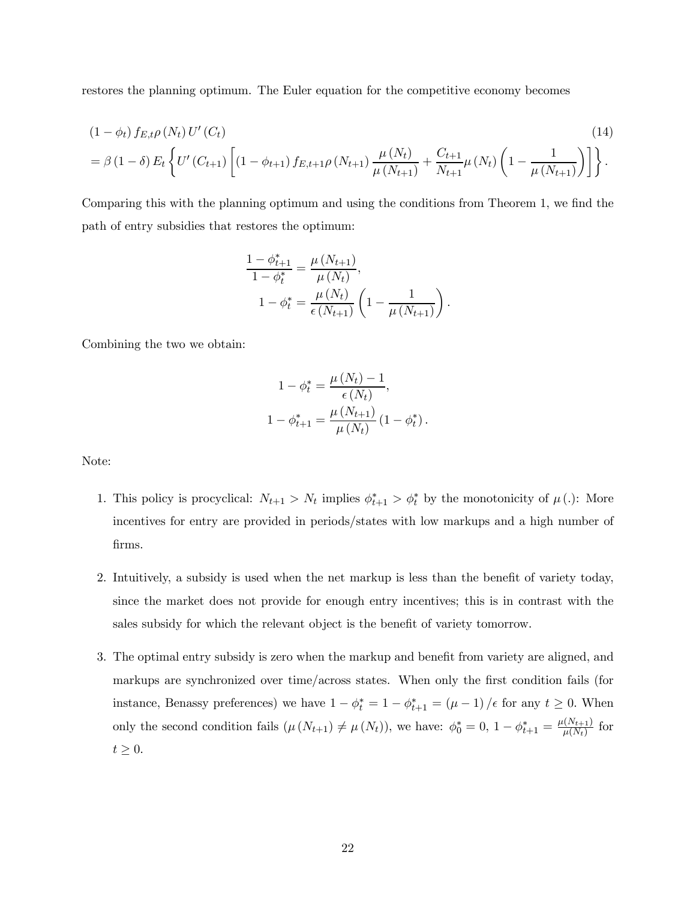restores the planning optimum. The Euler equation for the competitive economy becomes

$$
\begin{aligned}
& (1-\phi_t) f_{E,t} \rho(N_t) U'(C_t) \\
&= \beta(1-\delta) E_t \left\{ U'(C_{t+1}) \left[ (1-\phi_{t+1}) f_{E,t+1} \rho(N_{t+1}) \frac{\mu(N_t)}{\mu(N_{t+1})} + \frac{C_{t+1}}{N_{t+1}} \mu(N_t) \left(1 - \frac{1}{\mu(N_{t+1})}\right) \right] \right\}.
\end{aligned}
\tag{14}
$$

Comparing this with the planning optimum and using the conditions from Theorem 1, we find the path of entry subsidies that restores the optimum:

$$
\begin{aligned}
\frac{1-\phi_{t+1}^*}{1-\phi_t^*} &= \frac{\mu(N_{t+1})}{\mu(N_t)}, \\
1-\phi_t^* &= \frac{\mu(N_t)}{\epsilon(N_{t+1})} \left(1 - \frac{1}{\mu(N_{t+1})}\right).
\end{aligned}
$$

Combining the two we obtain:

$$
\begin{aligned}
1-\phi_t^* &= \frac{\mu(N_t)-1}{\epsilon(N_t)}, \\
1-\phi_{t+1}^* &= \frac{\mu(N_{t+1})}{\mu(N_t)} (1-\phi_t^*).
\end{aligned}
$$

Note:

1. This policy is procyclical: $N_{t+1} > N_t$ implies $\phi_{t+1}^* > \phi_t^*$ by the monotonicity of $\mu(.)$: More incentives for entry are provided in periods/states with low markups and a high number of firms.

2. Intuitively, a subsidy is used when the net markup is less than the benefit of variety today, since the market does not provide for enough entry incentives; this is in contrast with the sales subsidy for which the relevant object is the benefit of variety tomorrow.

3. The optimal entry subsidy is zero when the markup and benefit from variety are aligned, and markups are synchronized over time/across states. When only the first condition fails (for instance, Benassy preferences) we have $1-\phi_t^* = 1-\phi_{t+1}^* = (\mu-1)/\epsilon$ for any $t \geq 0$. When only the second condition fails ($\mu(N_{t+1}) \neq \mu(N_t)$), we have: $\phi_0^* = 0$, $1-\phi_{t+1}^* = \frac{\mu(N_{t+1})}{\mu(N_t)}$ for $t \geq 0$.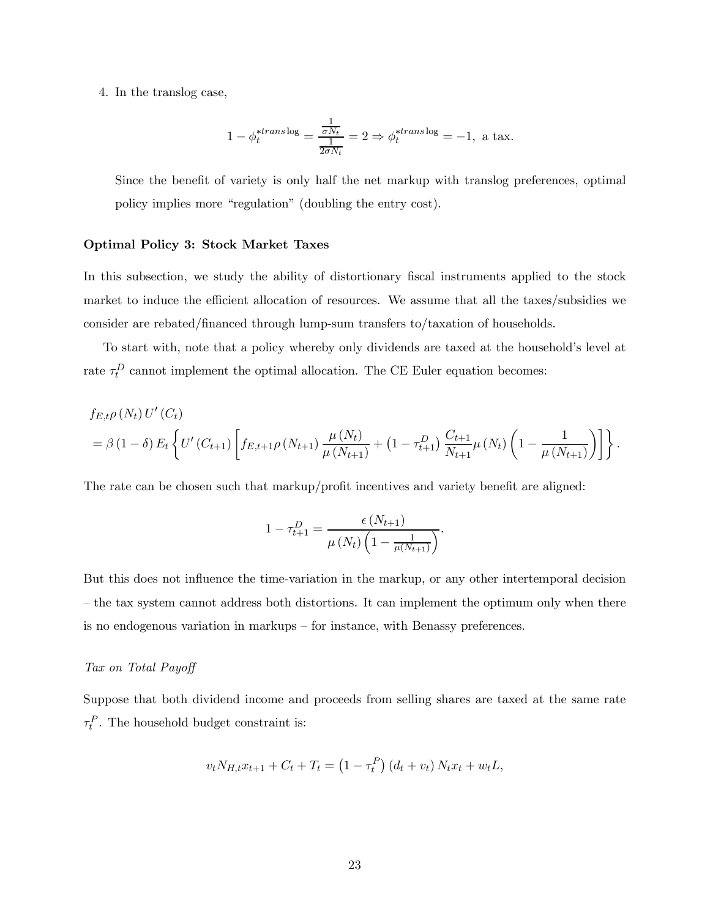4. In the translog case,

$$1-\phi_t^{*trans\log}=\frac{\frac{1}{\sigma N_t}}{\frac{1}{2\sigma N_t}}=2\Rightarrow \phi_t^{*trans\log}=-1,\text{ a tax.}$$

Since the benefit of variety is only half the net markup with translog preferences, optimal policy implies more "regulation" (doubling the entry cost).

**Optimal Policy 3: Stock Market Taxes**

In this subsection, we study the ability of distortionary fiscal instruments applied to the stock market to induce the efficient allocation of resources. We assume that all the taxes/subsidies we consider are rebated/financed through lump-sum transfers to/taxation of households.

To start with, note that a policy whereby only dividends are taxed at the household's level at rate $\tau_t^D$ cannot implement the optimal allocation. The CE Euler equation becomes:

$$\begin{aligned}
& f_{E,t}\rho\left(N_t\right)U'\left(C_t\right) \\
&= \beta\left(1-\delta\right)E_t\left\{U'\left(C_{t+1}\right)\left[f_{E,t+1}\rho\left(N_{t+1}\right)\frac{\mu\left(N_t\right)}{\mu\left(N_{t+1}\right)}+\left(1-\tau_{t+1}^D\right)\frac{C_{t+1}}{N_{t+1}}\mu\left(N_t\right)\left(1-\frac{1}{\mu\left(N_{t+1}\right)}\right)\right]\right\}.
\end{aligned}$$

The rate can be chosen such that markup/profit incentives and variety benefit are aligned:

$$1-\tau_{t+1}^D=\frac{\epsilon\left(N_{t+1}\right)}{\mu\left(N_t\right)\left(1-\frac{1}{\mu\left(N_{t+1}\right)}\right)}.$$

But this does not influence the time-variation in the markup, or any other intertemporal decision – the tax system cannot address both distortions. It can implement the optimum only when there is no endogenous variation in markups – for instance, with Benassy preferences.

*Tax on Total Payoff*

Suppose that both dividend income and proceeds from selling shares are taxed at the same rate $\tau_t^P$. The household budget constraint is:

$$v_tN_{H,t}x_{t+1}+C_t+T_t=\left(1-\tau_t^P\right)\left(d_t+v_t\right)N_tx_t+w_tL,$$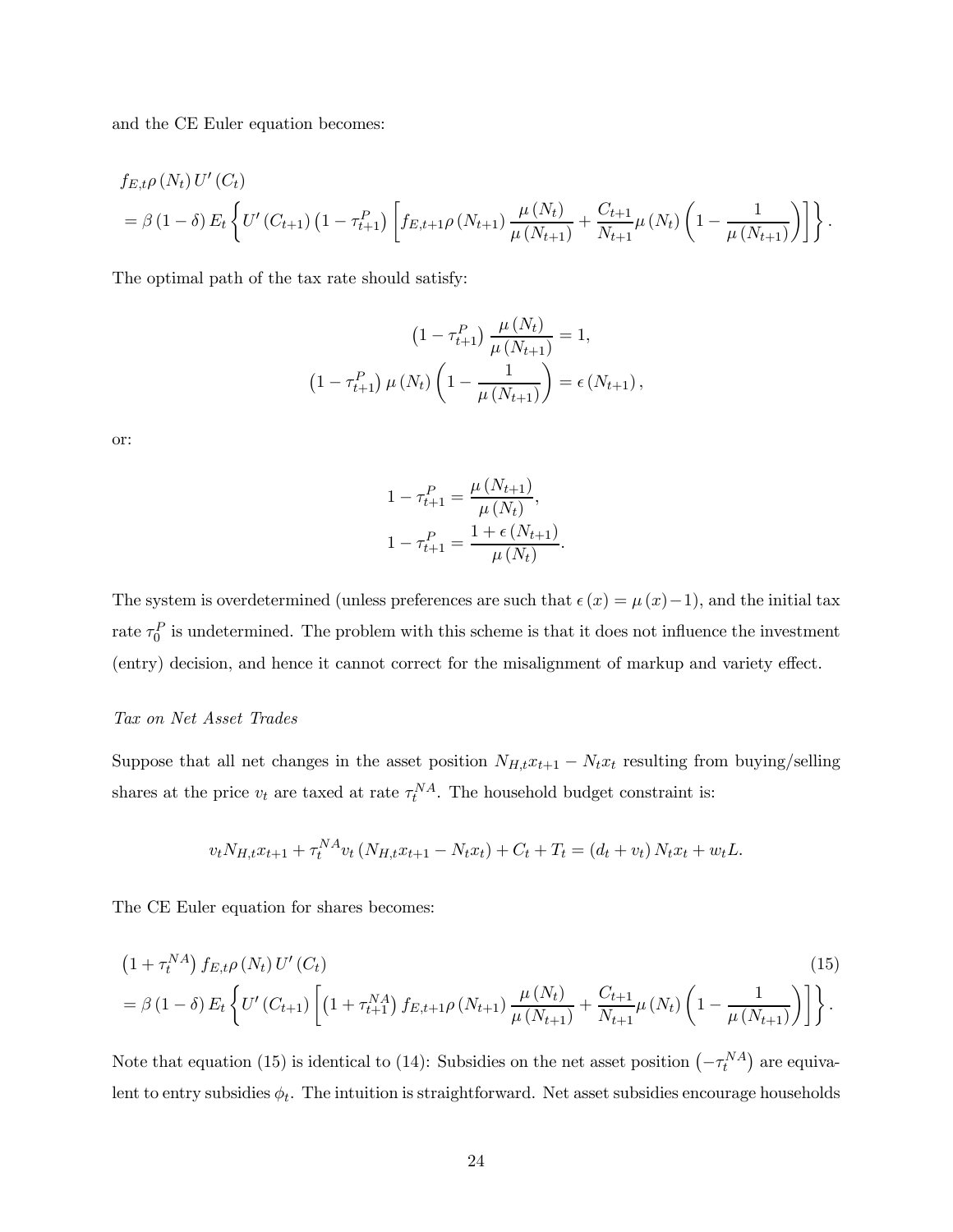and the CE Euler equation becomes:

$$
\begin{aligned}
& f_{E,t}\rho\left(N_t\right)U'\left(C_t\right) \\
&= \beta\left(1-\delta\right)E_t\left\{U'\left(C_{t+1}\right)\left(1-\tau_{t+1}^P\right)\left[f_{E,t+1}\rho\left(N_{t+1}\right)\frac{\mu\left(N_t\right)}{\mu\left(N_{t+1}\right)}+\frac{C_{t+1}}{N_{t+1}}\mu\left(N_t\right)\left(1-\frac{1}{\mu\left(N_{t+1}\right)}\right)\right]\right\}.
\end{aligned}
$$

The optimal path of the tax rate should satisfy:

$$
\begin{aligned}
\left(1-\tau_{t+1}^P\right)\frac{\mu\left(N_t\right)}{\mu\left(N_{t+1}\right)} &= 1, \\
\left(1-\tau_{t+1}^P\right)\mu\left(N_t\right)\left(1-\frac{1}{\mu\left(N_{t+1}\right)}\right) &= \epsilon\left(N_{t+1}\right),
\end{aligned}
$$

or:

$$
\begin{aligned}
1-\tau_{t+1}^P &= \frac{\mu\left(N_{t+1}\right)}{\mu\left(N_t\right)}, \\
1-\tau_{t+1}^P &= \frac{1+\epsilon\left(N_{t+1}\right)}{\mu\left(N_t\right)}.
\end{aligned}
$$

The system is overdetermined (unless preferences are such that $\epsilon\left(x\right)=\mu\left(x\right)-1$), and the initial tax rate $\tau_0^P$ is undetermined. The problem with this scheme is that it does not influence the investment (entry) decision, and hence it cannot correct for the misalignment of markup and variety effect.

*Tax on Net Asset Trades*

Suppose that all net changes in the asset position $N_{H,t}x_{t+1}-N_tx_t$ resulting from buying/selling shares at the price $v_t$ are taxed at rate $\tau_t^{NA}$. The household budget constraint is:

$$
v_tN_{H,t}x_{t+1}+\tau_t^{NA}v_t\left(N_{H,t}x_{t+1}-N_tx_t\right)+C_t+T_t=\left(d_t+v_t\right)N_tx_t+w_tL.
$$

The CE Euler equation for shares becomes:

$$
\begin{aligned}
& \left(1+\tau_t^{NA}\right)f_{E,t}\rho\left(N_t\right)U'\left(C_t\right) \\
&= \beta\left(1-\delta\right)E_t\left\{U'\left(C_{t+1}\right)\left[\left(1+\tau_{t+1}^{NA}\right)f_{E,t+1}\rho\left(N_{t+1}\right)\frac{\mu\left(N_t\right)}{\mu\left(N_{t+1}\right)}+\frac{C_{t+1}}{N_{t+1}}\mu\left(N_t\right)\left(1-\frac{1}{\mu\left(N_{t+1}\right)}\right)\right]\right\}.
\end{aligned} \tag{15}
$$

Note that equation (15) is identical to (14): Subsidies on the net asset position $\left(-\tau_t^{NA}\right)$ are equivalent to entry subsidies $\phi_t$. The intuition is straightforward. Net asset subsidies encourage households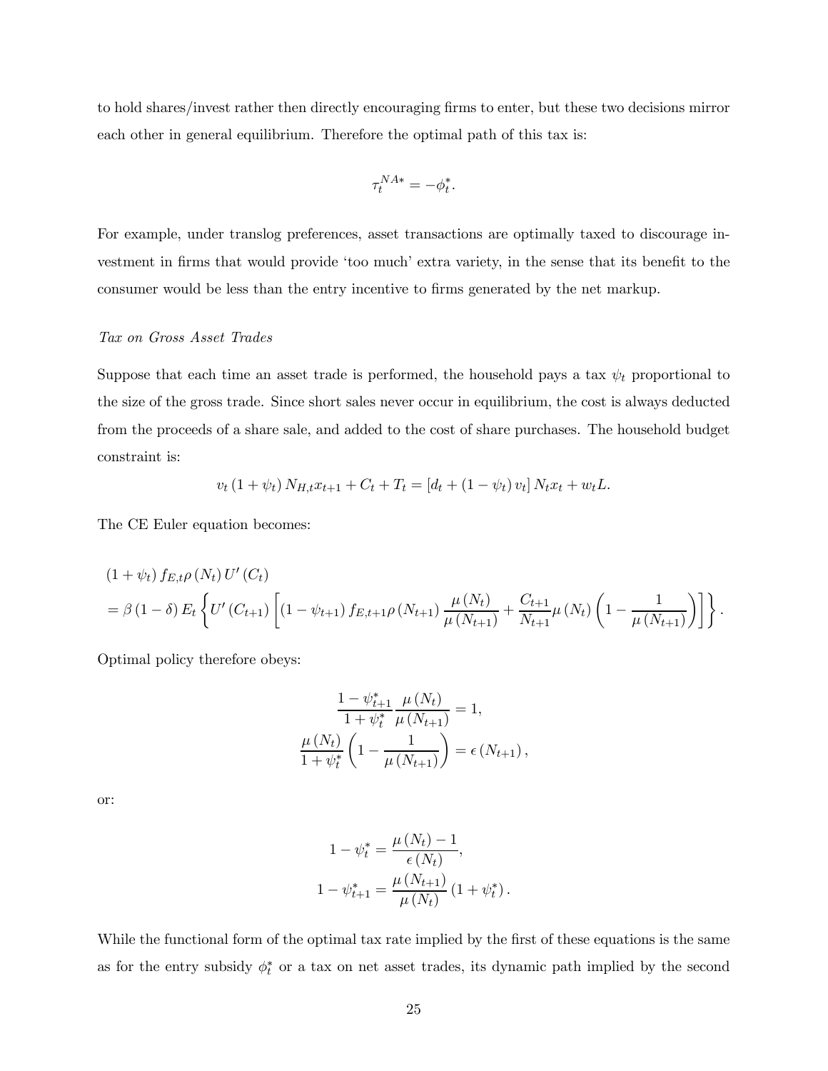to hold shares/invest rather then directly encouraging firms to enter, but these two decisions mirror each other in general equilibrium. Therefore the optimal path of this tax is:

$$\tau_t^{NA*} = -\phi_t^*.$$

For example, under translog preferences, asset transactions are optimally taxed to discourage investment in firms that would provide 'too much' extra variety, in the sense that its benefit to the consumer would be less than the entry incentive to firms generated by the net markup.

*Tax on Gross Asset Trades*

Suppose that each time an asset trade is performed, the household pays a tax $\psi_t$ proportional to the size of the gross trade. Since short sales never occur in equilibrium, the cost is always deducted from the proceeds of a share sale, and added to the cost of share purchases. The household budget constraint is:

$$v_t (1 + \psi_t) N_{H,t} x_{t+1} + C_t + T_t = [d_t + (1 - \psi_t) v_t] N_t x_t + w_t L.$$

The CE Euler equation becomes:

$$\begin{aligned}
&(1 + \psi_t) f_{E,t} \rho(N_t) U'(C_t) \\
&= \beta (1 - \delta) E_t \left\{ U'(C_{t+1}) \left[ (1 - \psi_{t+1}) f_{E,t+1} \rho(N_{t+1}) \frac{\mu(N_t)}{\mu(N_{t+1})} + \frac{C_{t+1}}{N_{t+1}} \mu(N_t) \left( 1 - \frac{1}{\mu(N_{t+1})} \right) \right] \right\}.
\end{aligned}$$

Optimal policy therefore obeys:

$$\begin{aligned}
\frac{1 - \psi_{t+1}^*}{1 + \psi_t^*} \frac{\mu(N_t)}{\mu(N_{t+1})} &= 1, \\
\frac{\mu(N_t)}{1 + \psi_t^*} \left( 1 - \frac{1}{\mu(N_{t+1})} \right) &= \epsilon(N_{t+1}),
\end{aligned}$$

or:

$$\begin{aligned}
1 - \psi_t^* &= \frac{\mu(N_t) - 1}{\epsilon(N_t)}, \\
1 - \psi_{t+1}^* &= \frac{\mu(N_{t+1})}{\mu(N_t)} (1 + \psi_t^*).
\end{aligned}$$

While the functional form of the optimal tax rate implied by the first of these equations is the same as for the entry subsidy $\phi_t^*$ or a tax on net asset trades, its dynamic path implied by the second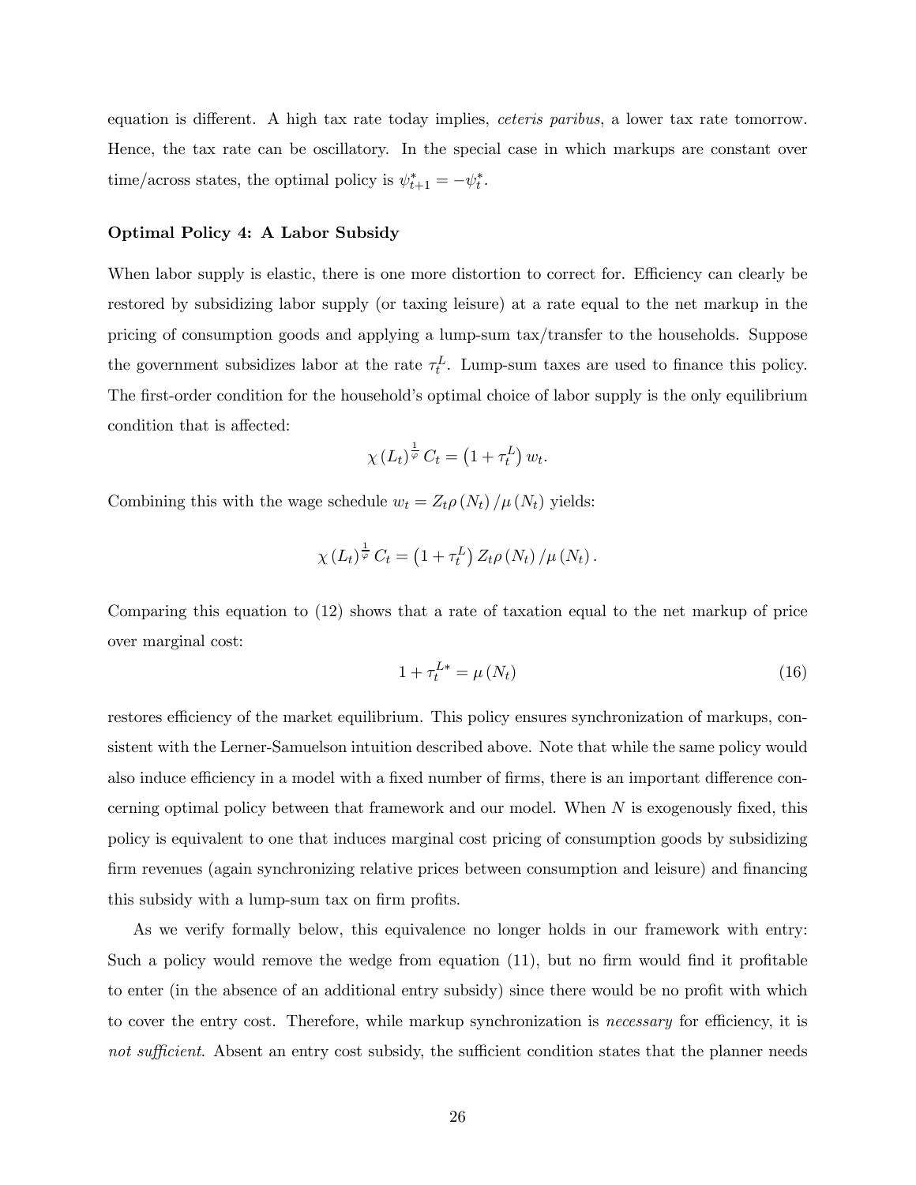equation is different. A high tax rate today implies, *ceteris paribus*, a lower tax rate tomorrow. Hence, the tax rate can be oscillatory. In the special case in which markups are constant over time/across states, the optimal policy is $\psi^*_{t+1} = -\psi^*_t$.

**Optimal Policy 4: A Labor Subsidy**

When labor supply is elastic, there is one more distortion to correct for. Efficiency can clearly be restored by subsidizing labor supply (or taxing leisure) at a rate equal to the net markup in the pricing of consumption goods and applying a lump-sum tax/transfer to the households. Suppose the government subsidizes labor at the rate $\tau^L_t$. Lump-sum taxes are used to finance this policy. The first-order condition for the household's optimal choice of labor supply is the only equilibrium condition that is affected:

$$\chi (L_t)^{\frac{1}{\varphi}} C_t = \left(1 + \tau^L_t\right) w_t.$$

Combining this with the wage schedule $w_t = Z_t \rho(N_t) / \mu(N_t)$ yields:

$$\chi (L_t)^{\frac{1}{\varphi}} C_t = \left(1 + \tau^L_t\right) Z_t \rho(N_t) / \mu(N_t).$$

Comparing this equation to (12) shows that a rate of taxation equal to the net markup of price over marginal cost:

$$1 + \tau^{L*}_t = \mu(N_t) \tag{16}$$

restores efficiency of the market equilibrium. This policy ensures synchronization of markups, consistent with the Lerner-Samuelson intuition described above. Note that while the same policy would also induce efficiency in a model with a fixed number of firms, there is an important difference concerning optimal policy between that framework and our model. When $N$ is exogenously fixed, this policy is equivalent to one that induces marginal cost pricing of consumption goods by subsidizing firm revenues (again synchronizing relative prices between consumption and leisure) and financing this subsidy with a lump-sum tax on firm profits.

As we verify formally below, this equivalence no longer holds in our framework with entry: Such a policy would remove the wedge from equation (11), but no firm would find it profitable to enter (in the absence of an additional entry subsidy) since there would be no profit with which to cover the entry cost. Therefore, while markup synchronization is *necessary* for efficiency, it is *not sufficient*. Absent an entry cost subsidy, the sufficient condition states that the planner needs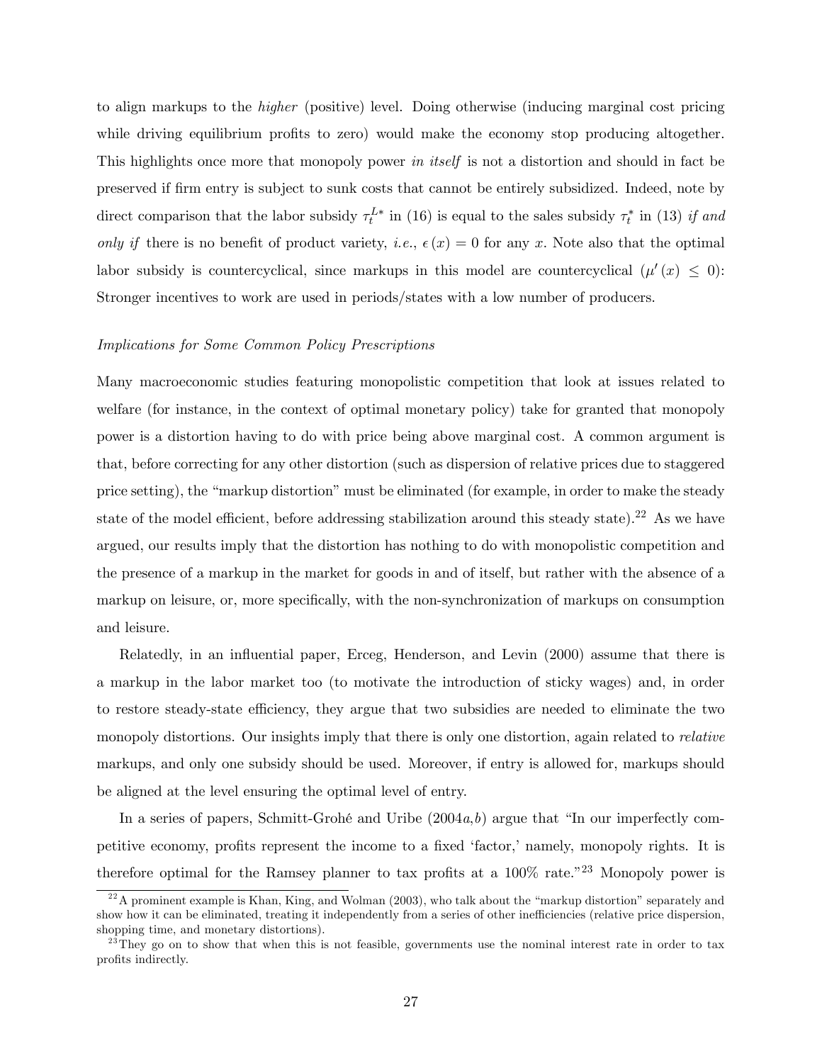to align markups to the *higher* (positive) level. Doing otherwise (inducing marginal cost pricing while driving equilibrium profits to zero) would make the economy stop producing altogether. This highlights once more that monopoly power *in itself* is not a distortion and should in fact be preserved if firm entry is subject to sunk costs that cannot be entirely subsidized. Indeed, note by direct comparison that the labor subsidy $\tau_t^{L*}$ in (16) is equal to the sales subsidy $\tau_t^*$ in (13) *if and only if* there is no benefit of product variety, *i.e.*, $\epsilon(x) = 0$ for any $x$. Note also that the optimal labor subsidy is countercyclical, since markups in this model are countercyclical ($\mu'(x) \leq 0$): Stronger incentives to work are used in periods/states with a low number of producers.

*Implications for Some Common Policy Prescriptions*

Many macroeconomic studies featuring monopolistic competition that look at issues related to welfare (for instance, in the context of optimal monetary policy) take for granted that monopoly power is a distortion having to do with price being above marginal cost. A common argument is that, before correcting for any other distortion (such as dispersion of relative prices due to staggered price setting), the "markup distortion" must be eliminated (for example, in order to make the steady state of the model efficient, before addressing stabilization around this steady state).[22] As we have argued, our results imply that the distortion has nothing to do with monopolistic competition and the presence of a markup in the market for goods in and of itself, but rather with the absence of a markup on leisure, or, more specifically, with the non-synchronization of markups on consumption and leisure.

Relatedly, in an influential paper, Erceg, Henderson, and Levin (2000) assume that there is a markup in the labor market too (to motivate the introduction of sticky wages) and, in order to restore steady-state efficiency, they argue that two subsidies are needed to eliminate the two monopoly distortions. Our insights imply that there is only one distortion, again related to *relative* markups, and only one subsidy should be used. Moreover, if entry is allowed for, markups should be aligned at the level ensuring the optimal level of entry.

In a series of papers, Schmitt-Grohé and Uribe (2004*a*,*b*) argue that "In our imperfectly competitive economy, profits represent the income to a fixed 'factor,' namely, monopoly rights. It is therefore optimal for the Ramsey planner to tax profits at a 100% rate."[23] Monopoly power is

[22] A prominent example is Khan, King, and Wolman (2003), who talk about the "markup distortion" separately and show how it can be eliminated, treating it independently from a series of other inefficiencies (relative price dispersion, shopping time, and monetary distortions).

[23] They go on to show that when this is not feasible, governments use the nominal interest rate in order to tax profits indirectly.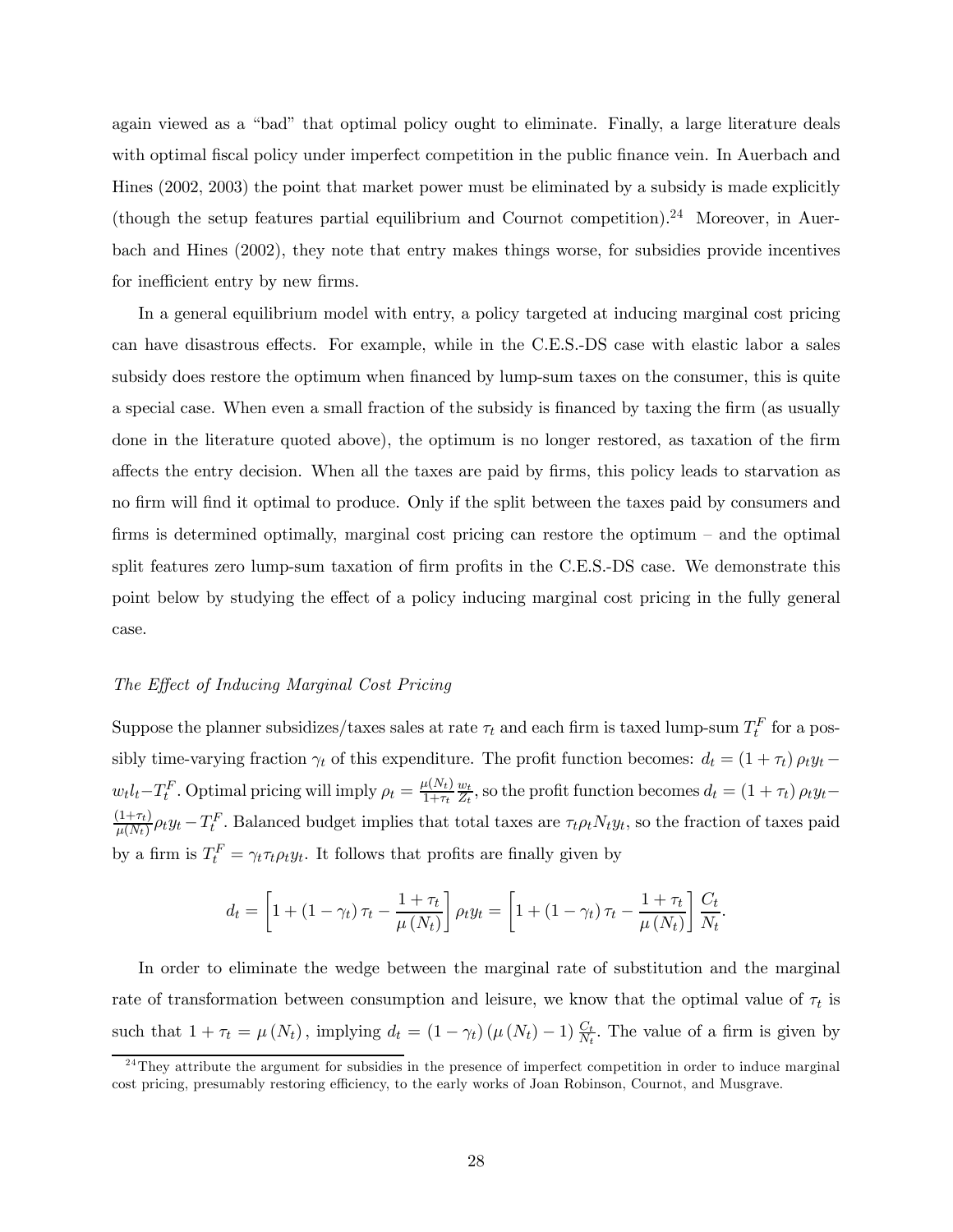again viewed as a "bad" that optimal policy ought to eliminate. Finally, a large literature deals with optimal fiscal policy under imperfect competition in the public finance vein. In Auerbach and Hines (2002, 2003) the point that market power must be eliminated by a subsidy is made explicitly (though the setup features partial equilibrium and Cournot competition).[24] Moreover, in Auerbach and Hines (2002), they note that entry makes things worse, for subsidies provide incentives for inefficient entry by new firms.

In a general equilibrium model with entry, a policy targeted at inducing marginal cost pricing can have disastrous effects. For example, while in the C.E.S.-DS case with elastic labor a sales subsidy does restore the optimum when financed by lump-sum taxes on the consumer, this is quite a special case. When even a small fraction of the subsidy is financed by taxing the firm (as usually done in the literature quoted above), the optimum is no longer restored, as taxation of the firm affects the entry decision. When all the taxes are paid by firms, this policy leads to starvation as no firm will find it optimal to produce. Only if the split between the taxes paid by consumers and firms is determined optimally, marginal cost pricing can restore the optimum – and the optimal split features zero lump-sum taxation of firm profits in the C.E.S.-DS case. We demonstrate this point below by studying the effect of a policy inducing marginal cost pricing in the fully general case.

*The Effect of Inducing Marginal Cost Pricing*

Suppose the planner subsidizes/taxes sales at rate $\tau_t$ and each firm is taxed lump-sum $T_t^F$ for a possibly time-varying fraction $\gamma_t$ of this expenditure. The profit function becomes: $d_t = (1+\tau_t)\rho_t y_t - w_t l_t - T_t^F$. Optimal pricing will imply $\rho_t = \frac{\mu(N_t)}{1+\tau_t}\frac{w_t}{Z_t}$, so the profit function becomes $d_t = (1+\tau_t)\rho_t y_t - \frac{(1+\tau_t)}{\mu(N_t)}\rho_t y_t - T_t^F$. Balanced budget implies that total taxes are $\tau_t \rho_t N_t y_t$, so the fraction of taxes paid by a firm is $T_t^F = \gamma_t \tau_t \rho_t y_t$. It follows that profits are finally given by

$$d_t = \left[1 + (1-\gamma_t)\tau_t - \frac{1+\tau_t}{\mu(N_t)}\right]\rho_t y_t = \left[1 + (1-\gamma_t)\tau_t - \frac{1+\tau_t}{\mu(N_t)}\right]\frac{C_t}{N_t}.$$

In order to eliminate the wedge between the marginal rate of substitution and the marginal rate of transformation between consumption and leisure, we know that the optimal value of $\tau_t$ is such that $1+\tau_t = \mu(N_t)$, implying $d_t = (1-\gamma_t)(\mu(N_t)-1)\frac{C_t}{N_t}$. The value of a firm is given by

[24] They attribute the argument for subsidies in the presence of imperfect competition in order to induce marginal cost pricing, presumably restoring efficiency, to the early works of Joan Robinson, Cournot, and Musgrave.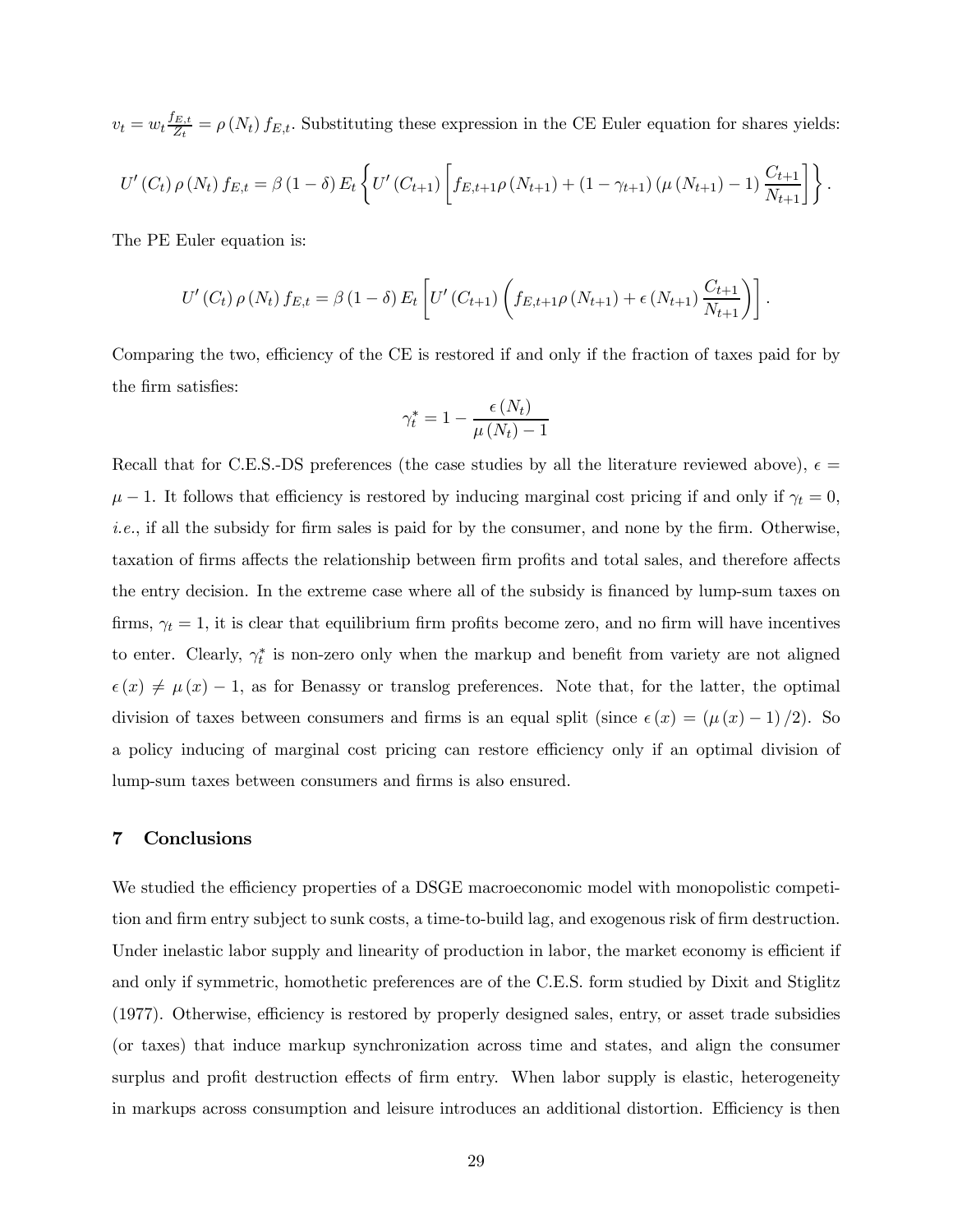$v_t = w_t \frac{f_{E,t}}{Z_t} = \rho(N_t) f_{E,t}$. Substituting these expression in the CE Euler equation for shares yields:

$$U'(C_t)\rho(N_t) f_{E,t} = \beta(1-\delta) E_t \left\{ U'(C_{t+1}) \left[ f_{E,t+1}\rho(N_{t+1}) + (1-\gamma_{t+1})(\mu(N_{t+1})-1)\frac{C_{t+1}}{N_{t+1}} \right] \right\}.$$

The PE Euler equation is:

$$U'(C_t)\rho(N_t) f_{E,t} = \beta(1-\delta) E_t \left[ U'(C_{t+1}) \left( f_{E,t+1}\rho(N_{t+1}) + \epsilon(N_{t+1})\frac{C_{t+1}}{N_{t+1}} \right) \right].$$

Comparing the two, efficiency of the CE is restored if and only if the fraction of taxes paid for by the firm satisfies:

$$\gamma_t^* = 1 - \frac{\epsilon(N_t)}{\mu(N_t)-1}$$

Recall that for C.E.S.-DS preferences (the case studies by all the literature reviewed above), $\epsilon = \mu - 1$. It follows that efficiency is restored by inducing marginal cost pricing if and only if $\gamma_t = 0$, *i.e.*, if all the subsidy for firm sales is paid for by the consumer, and none by the firm. Otherwise, taxation of firms affects the relationship between firm profits and total sales, and therefore affects the entry decision. In the extreme case where all of the subsidy is financed by lump-sum taxes on firms, $\gamma_t = 1$, it is clear that equilibrium firm profits become zero, and no firm will have incentives to enter. Clearly, $\gamma_t^*$ is non-zero only when the markup and benefit from variety are not aligned $\epsilon(x) \neq \mu(x) - 1$, as for Benassy or translog preferences. Note that, for the latter, the optimal division of taxes between consumers and firms is an equal split (since $\epsilon(x) = (\mu(x)-1)/2$). So a policy inducing of marginal cost pricing can restore efficiency only if an optimal division of lump-sum taxes between consumers and firms is also ensured.

## 7 Conclusions

We studied the efficiency properties of a DSGE macroeconomic model with monopolistic competition and firm entry subject to sunk costs, a time-to-build lag, and exogenous risk of firm destruction. Under inelastic labor supply and linearity of production in labor, the market economy is efficient if and only if symmetric, homothetic preferences are of the C.E.S. form studied by Dixit and Stiglitz (1977). Otherwise, efficiency is restored by properly designed sales, entry, or asset trade subsidies (or taxes) that induce markup synchronization across time and states, and align the consumer surplus and profit destruction effects of firm entry. When labor supply is elastic, heterogeneity in markups across consumption and leisure introduces an additional distortion. Efficiency is then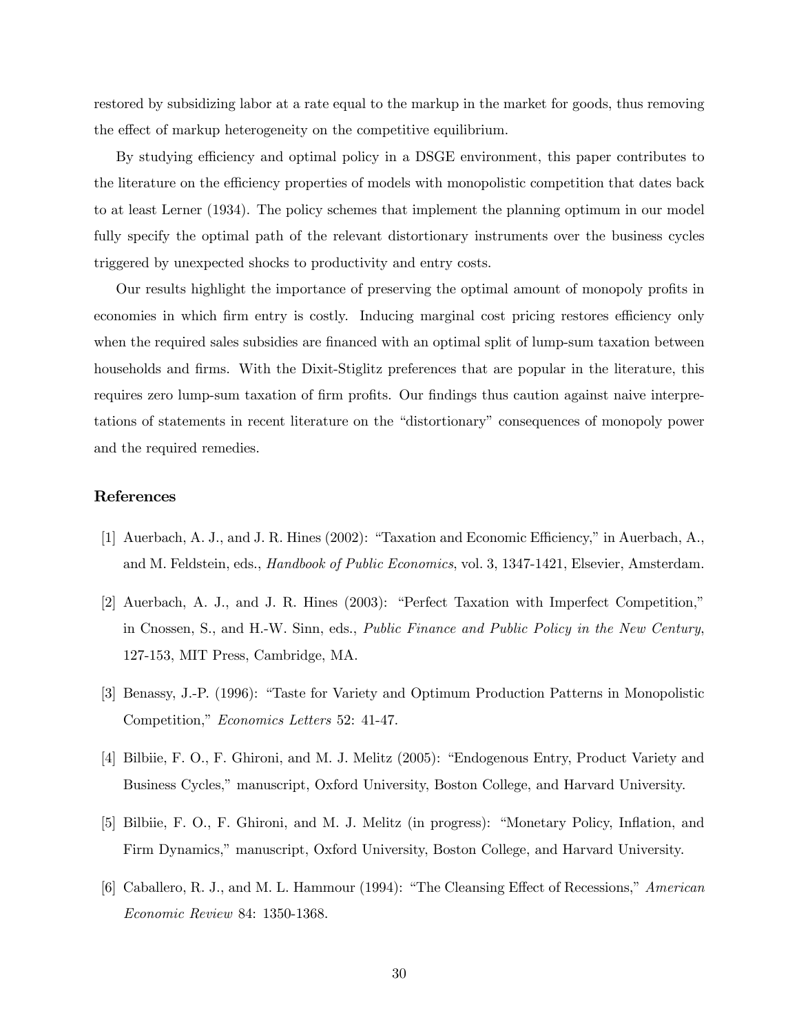restored by subsidizing labor at a rate equal to the markup in the market for goods, thus removing the effect of markup heterogeneity on the competitive equilibrium.

By studying efficiency and optimal policy in a DSGE environment, this paper contributes to the literature on the efficiency properties of models with monopolistic competition that dates back to at least Lerner (1934). The policy schemes that implement the planning optimum in our model fully specify the optimal path of the relevant distortionary instruments over the business cycles triggered by unexpected shocks to productivity and entry costs.

Our results highlight the importance of preserving the optimal amount of monopoly profits in economies in which firm entry is costly. Inducing marginal cost pricing restores efficiency only when the required sales subsidies are financed with an optimal split of lump-sum taxation between households and firms. With the Dixit-Stiglitz preferences that are popular in the literature, this requires zero lump-sum taxation of firm profits. Our findings thus caution against naive interpretations of statements in recent literature on the "distortionary" consequences of monopoly power and the required remedies.

## References

[1] Auerbach, A. J., and J. R. Hines (2002): "Taxation and Economic Efficiency," in Auerbach, A., and M. Feldstein, eds., *Handbook of Public Economics*, vol. 3, 1347-1421, Elsevier, Amsterdam.

[2] Auerbach, A. J., and J. R. Hines (2003): "Perfect Taxation with Imperfect Competition," in Cnossen, S., and H.-W. Sinn, eds., *Public Finance and Public Policy in the New Century*, 127-153, MIT Press, Cambridge, MA.

[3] Benassy, J.-P. (1996): "Taste for Variety and Optimum Production Patterns in Monopolistic Competition," *Economics Letters* 52: 41-47.

[4] Bilbiie, F. O., F. Ghironi, and M. J. Melitz (2005): "Endogenous Entry, Product Variety and Business Cycles," manuscript, Oxford University, Boston College, and Harvard University.

[5] Bilbiie, F. O., F. Ghironi, and M. J. Melitz (in progress): "Monetary Policy, Inflation, and Firm Dynamics," manuscript, Oxford University, Boston College, and Harvard University.

[6] Caballero, R. J., and M. L. Hammour (1994): "The Cleansing Effect of Recessions," *American Economic Review* 84: 1350-1368.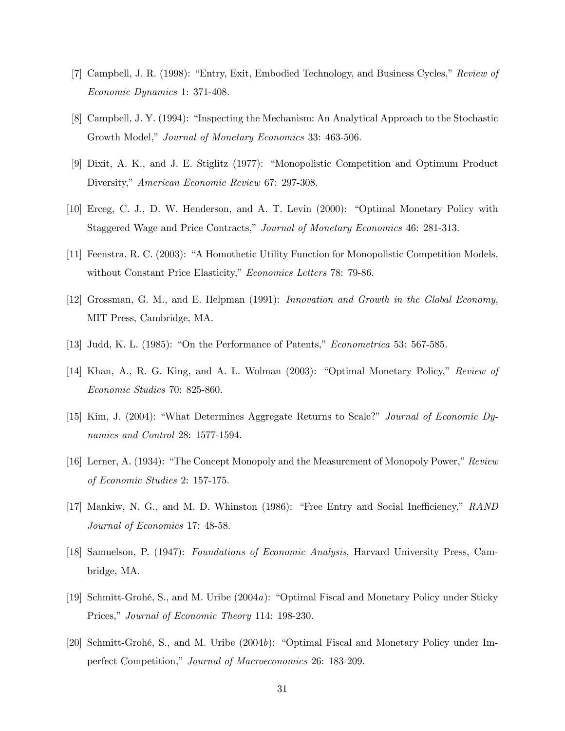[7] Campbell, J. R. (1998): "Entry, Exit, Embodied Technology, and Business Cycles," *Review of Economic Dynamics* 1: 371-408.

[8] Campbell, J. Y. (1994): "Inspecting the Mechanism: An Analytical Approach to the Stochastic Growth Model," *Journal of Monetary Economics* 33: 463-506.

[9] Dixit, A. K., and J. E. Stiglitz (1977): "Monopolistic Competition and Optimum Product Diversity," *American Economic Review* 67: 297-308.

[10] Erceg, C. J., D. W. Henderson, and A. T. Levin (2000): "Optimal Monetary Policy with Staggered Wage and Price Contracts," *Journal of Monetary Economics* 46: 281-313.

[11] Feenstra, R. C. (2003): "A Homothetic Utility Function for Monopolistic Competition Models, without Constant Price Elasticity," *Economics Letters* 78: 79-86.

[12] Grossman, G. M., and E. Helpman (1991): *Innovation and Growth in the Global Economy*, MIT Press, Cambridge, MA.

[13] Judd, K. L. (1985): "On the Performance of Patents," *Econometrica* 53: 567-585.

[14] Khan, A., R. G. King, and A. L. Wolman (2003): "Optimal Monetary Policy," *Review of Economic Studies* 70: 825-860.

[15] Kim, J. (2004): "What Determines Aggregate Returns to Scale?" *Journal of Economic Dynamics and Control* 28: 1577-1594.

[16] Lerner, A. (1934): "The Concept Monopoly and the Measurement of Monopoly Power," *Review of Economic Studies* 2: 157-175.

[17] Mankiw, N. G., and M. D. Whinston (1986): "Free Entry and Social Inefficiency," *RAND Journal of Economics* 17: 48-58.

[18] Samuelson, P. (1947): *Foundations of Economic Analysis*, Harvard University Press, Cambridge, MA.

[19] Schmitt-Grohé, S., and M. Uribe (2004*a*): "Optimal Fiscal and Monetary Policy under Sticky Prices," *Journal of Economic Theory* 114: 198-230.

[20] Schmitt-Grohé, S., and M. Uribe (2004*b*): "Optimal Fiscal and Monetary Policy under Imperfect Competition," *Journal of Macroeconomics* 26: 183-209.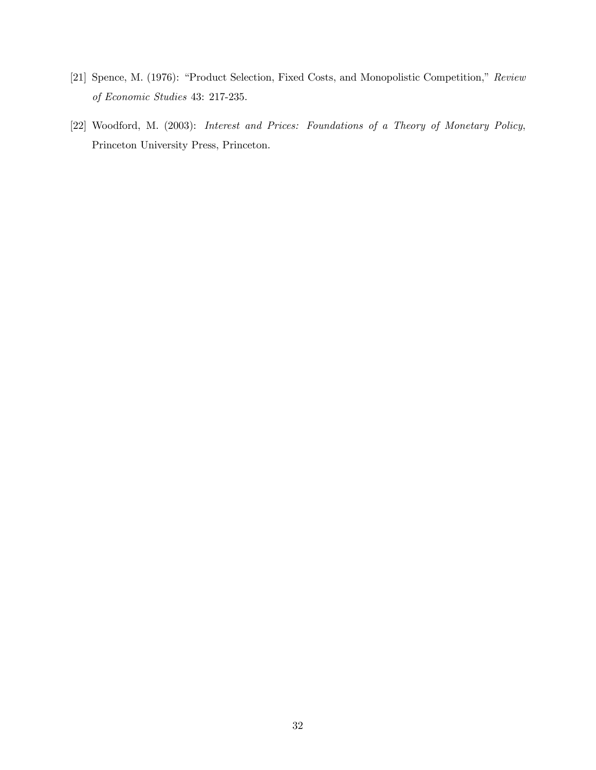[21] Spence, M. (1976): "Product Selection, Fixed Costs, and Monopolistic Competition," *Review of Economic Studies* 43: 217-235.

[22] Woodford, M. (2003): *Interest and Prices: Foundations of a Theory of Monetary Policy*, Princeton University Press, Princeton.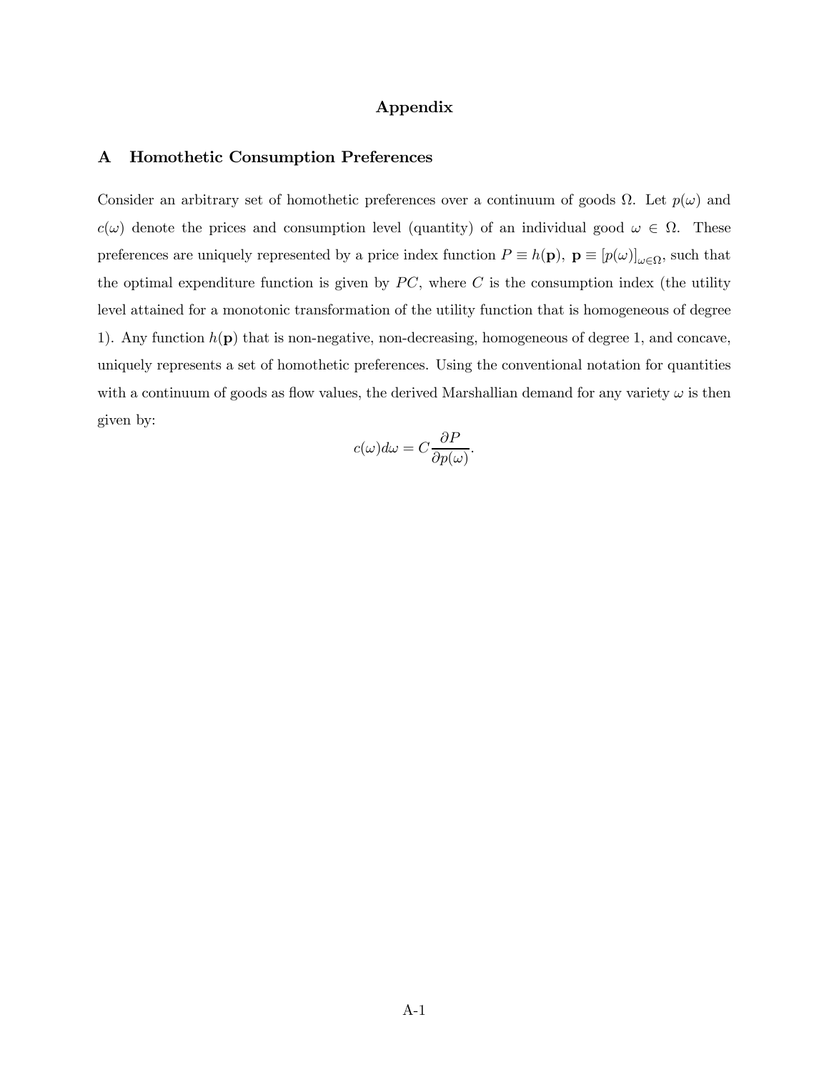# Appendix

## A Homothetic Consumption Preferences

Consider an arbitrary set of homothetic preferences over a continuum of goods $\Omega$. Let $p(\omega)$ and $c(\omega)$ denote the prices and consumption level (quantity) of an individual good $\omega \in \Omega$. These preferences are uniquely represented by a price index function $P \equiv h(\mathbf{p})$, $\mathbf{p} \equiv [p(\omega)]_{\omega \in \Omega}$, such that the optimal expenditure function is given by $PC$, where $C$ is the consumption index (the utility level attained for a monotonic transformation of the utility function that is homogeneous of degree 1). Any function $h(\mathbf{p})$ that is non-negative, non-decreasing, homogeneous of degree 1, and concave, uniquely represents a set of homothetic preferences. Using the conventional notation for quantities with a continuum of goods as flow values, the derived Marshallian demand for any variety $\omega$ is then given by:

$$c(\omega)d\omega = C\frac{\partial P}{\partial p(\omega)}.$$